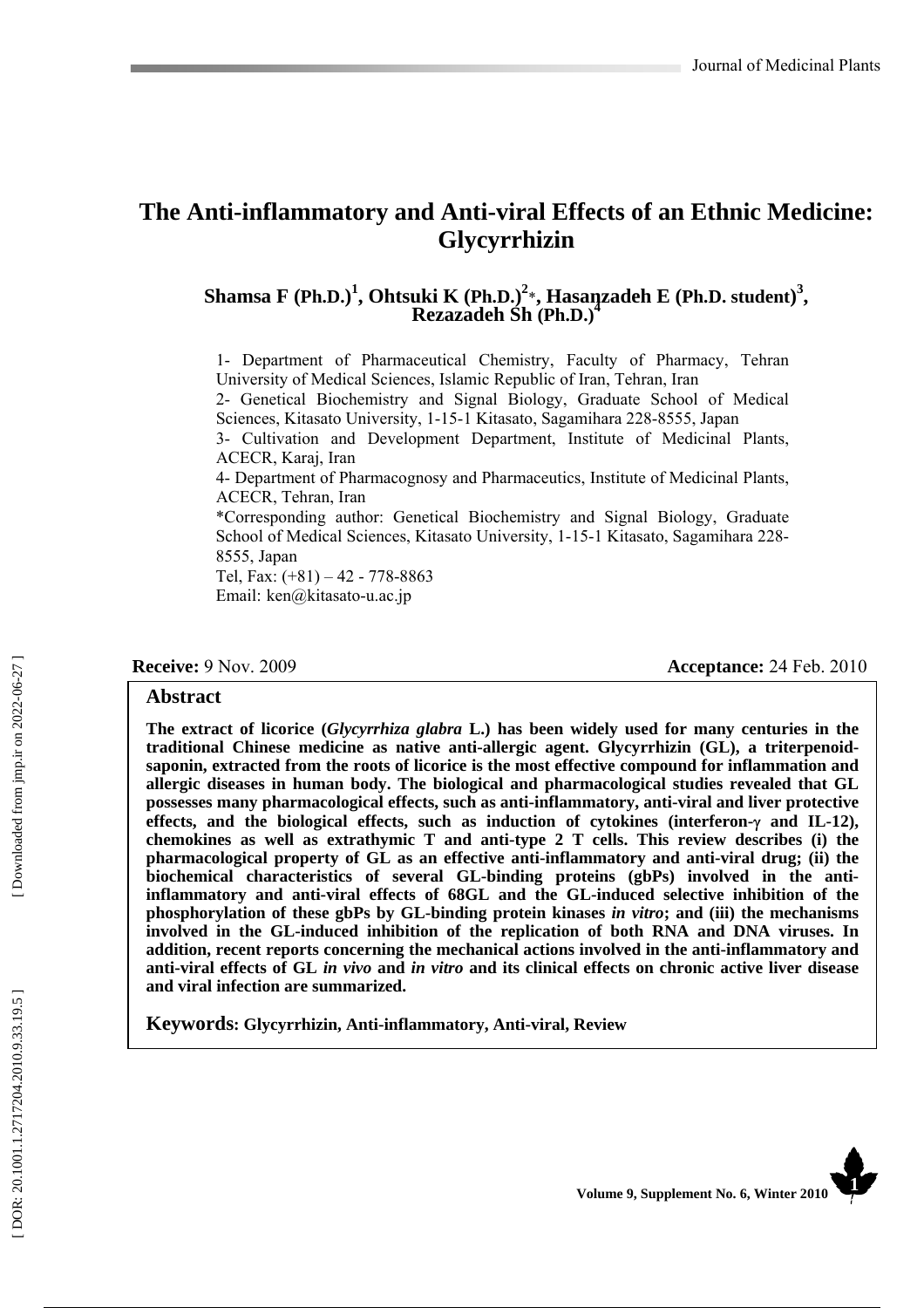# The Anti-inflammatory and Anti-viral Effects of an Ethnic Medicine: Glycyrrhizin

**Shamsa F (Ph.D.)[1], Ohtsuki K (Ph.D.)[2]*, Hasanzadeh E (Ph.D. student)[3], Rezazadeh Sh (Ph.D.)[4]**

1- Department of Pharmaceutical Chemistry, Faculty of Pharmacy, Tehran University of Medical Sciences, Islamic Republic of Iran, Tehran, Iran
2- Genetical Biochemistry and Signal Biology, Graduate School of Medical Sciences, Kitasato University, 1-15-1 Kitasato, Sagamihara 228-8555, Japan
3- Cultivation and Development Department, Institute of Medicinal Plants, ACECR, Karaj, Iran
4- Department of Pharmacognosy and Pharmaceutics, Institute of Medicinal Plants, ACECR, Tehran, Iran
*Corresponding author: Genetical Biochemistry and Signal Biology, Graduate School of Medical Sciences, Kitasato University, 1-15-1 Kitasato, Sagamihara 228-8555, Japan
Tel, Fax: (+81) – 42 - 778-8863
Email: ken@kitasato-u.ac.jp

**Receive:** 9 Nov. 2009 **Acceptance:** 24 Feb. 2010

## Abstract

**The extract of licorice (*Glycyrrhiza glabra* L.) has been widely used for many centuries in the traditional Chinese medicine as native anti-allergic agent. Glycyrrhizin (GL), a triterpenoid-saponin, extracted from the roots of licorice is the most effective compound for inflammation and allergic diseases in human body. The biological and pharmacological studies revealed that GL possesses many pharmacological effects, such as anti-inflammatory, anti-viral and liver protective effects, and the biological effects, such as induction of cytokines (interferon-γ and IL-12), chemokines as well as extrathymic T and anti-type 2 T cells. This review describes (i) the pharmacological property of GL as an effective anti-inflammatory and anti-viral drug; (ii) the biochemical characteristics of several GL-binding proteins (gbPs) involved in the anti-inflammatory and anti-viral effects of 68GL and the GL-induced selective inhibition of the phosphorylation of these gbPs by GL-binding protein kinases *in vitro*; and (iii) the mechanisms involved in the GL-induced inhibition of the replication of both RNA and DNA viruses. In addition, recent reports concerning the mechanical actions involved in the anti-inflammatory and anti-viral effects of GL *in vivo* and *in vitro* and its clinical effects on chronic active liver disease and viral infection are summarized.**

**Keywords: Glycyrrhizin, Anti-inflammatory, Anti-viral, Review**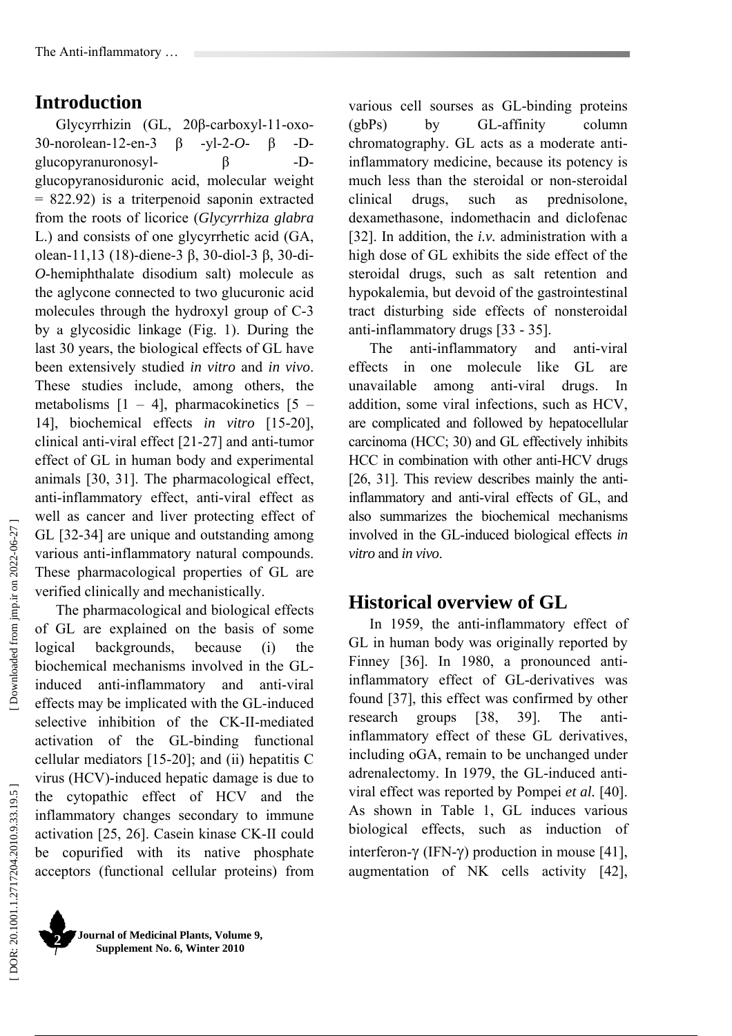## Introduction

Glycyrrhizin (GL, 20β-carboxyl-11-oxo-30-norolean-12-en-3 β -yl-2-*O*- β -D-glucopyranuronosyl- β -D-glucopyranosiduronic acid, molecular weight = 822.92) is a triterpenoid saponin extracted from the roots of licorice (*Glycyrrhiza glabra* L.) and consists of one glycyrrhetic acid (GA, olean-11,13 (18)-diene-3 β, 30-diol-3 β, 30-di-*O*-hemiphthalate disodium salt) molecule as the aglycone connected to two glucuronic acid molecules through the hydroxyl group of C-3 by a glycosidic linkage (Fig. 1). During the last 30 years, the biological effects of GL have been extensively studied *in vitro* and *in vivo*. These studies include, among others, the metabolisms [1 – 4], pharmacokinetics [5 – 14], biochemical effects *in vitro* [15-20], clinical anti-viral effect [21-27] and anti-tumor effect of GL in human body and experimental animals [30, 31]. The pharmacological effect, anti-inflammatory effect, anti-viral effect as well as cancer and liver protecting effect of GL [32-34] are unique and outstanding among various anti-inflammatory natural compounds. These pharmacological properties of GL are verified clinically and mechanistically.

The pharmacological and biological effects of GL are explained on the basis of some logical backgrounds, because (i) the biochemical mechanisms involved in the GL-induced anti-inflammatory and anti-viral effects may be implicated with the GL-induced selective inhibition of the CK-II-mediated activation of the GL-binding functional cellular mediators [15-20]; and (ii) hepatitis C virus (HCV)-induced hepatic damage is due to the cytopathic effect of HCV and the inflammatory changes secondary to immune activation [25, 26]. Casein kinase CK-II could be copurified with its native phosphate acceptors (functional cellular proteins) from various cell sourses as GL-binding proteins (gbPs) by GL-affinity column chromatography. GL acts as a moderate anti-inflammatory medicine, because its potency is much less than the steroidal or non-steroidal clinical drugs, such as prednisolone, dexamethasone, indomethacin and diclofenac [32]. In addition, the *i.v.* administration with a high dose of GL exhibits the side effect of the steroidal drugs, such as salt retention and hypokalemia, but devoid of the gastrointestinal tract disturbing side effects of nonsteroidal anti-inflammatory drugs [33 - 35].

The anti-inflammatory and anti-viral effects in one molecule like GL are unavailable among anti-viral drugs. In addition, some viral infections, such as HCV, are complicated and followed by hepatocellular carcinoma (HCC; 30) and GL effectively inhibits HCC in combination with other anti-HCV drugs [26, 31]. This review describes mainly the anti-inflammatory and anti-viral effects of GL, and also summarizes the biochemical mechanisms involved in the GL-induced biological effects *in vitro* and *in vivo*.

## Historical overview of GL

In 1959, the anti-inflammatory effect of GL in human body was originally reported by Finney [36]. In 1980, a pronounced anti-inflammatory effect of GL-derivatives was found [37], this effect was confirmed by other research groups [38, 39]. The anti-inflammatory effect of these GL derivatives, including oGA, remain to be unchanged under adrenalectomy. In 1979, the GL-induced anti-viral effect was reported by Pompei *et al.* [40]. As shown in Table 1, GL induces various biological effects, such as induction of interferon-γ (IFN-γ) production in mouse [41], augmentation of NK cells activity [42],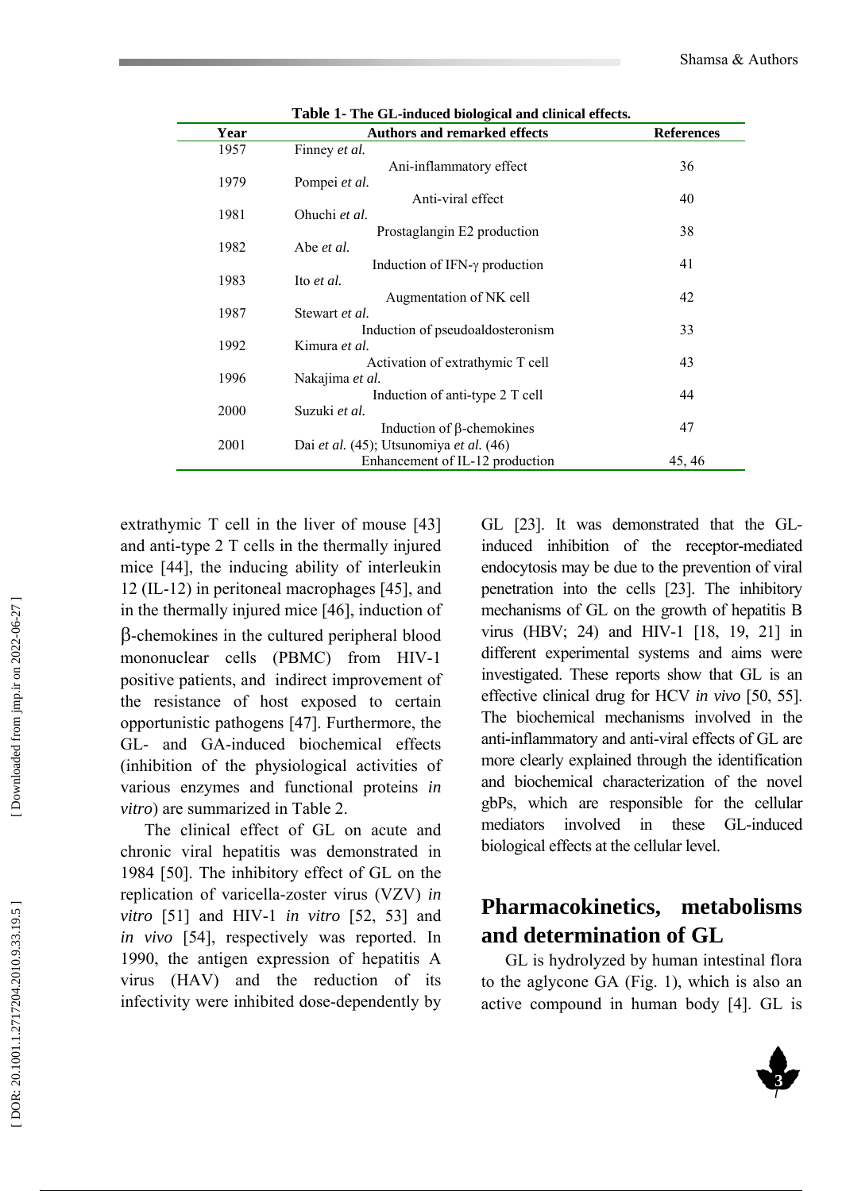**Table 1- The GL-induced biological and clinical effects.**

| Year | Authors and remarked effects | References |
|---|---|---|
| 1957 | Finney *et al.* | |
| | Ani-inflammatory effect | 36 |
| 1979 | Pompei *et al.* | |
| | Anti-viral effect | 40 |
| 1981 | Ohuchi *et al.* | |
| | Prostaglangin E2 production | 38 |
| 1982 | Abe *et al.* | |
| | Induction of IFN-γ production | 41 |
| 1983 | Ito *et al.* | |
| | Augmentation of NK cell | 42 |
| 1987 | Stewart *et al.* | |
| | Induction of pseudoaldosteronism | 33 |
| 1992 | Kimura *et al.* | |
| | Activation of extrathymic T cell | 43 |
| 1996 | Nakajima *et al.* | |
| | Induction of anti-type 2 T cell | 44 |
| 2000 | Suzuki *et al.* | |
| | Induction of β-chemokines | 47 |
| 2001 | Dai *et al.* (45); Utsunomiya *et al.* (46) | |
| | Enhancement of IL-12 production | 45, 46 |

extrathymic T cell in the liver of mouse [43] and anti-type 2 T cells in the thermally injured mice [44], the inducing ability of interleukin 12 (IL-12) in peritoneal macrophages [45], and in the thermally injured mice [46], induction of β-chemokines in the cultured peripheral blood mononuclear cells (PBMC) from HIV-1 positive patients, and indirect improvement of the resistance of host exposed to certain opportunistic pathogens [47]. Furthermore, the GL- and GA-induced biochemical effects (inhibition of the physiological activities of various enzymes and functional proteins *in vitro*) are summarized in Table 2.

The clinical effect of GL on acute and chronic viral hepatitis was demonstrated in 1984 [50]. The inhibitory effect of GL on the replication of varicella-zoster virus (VZV) *in vitro* [51] and HIV-1 *in vitro* [52, 53] and *in vivo* [54], respectively was reported. In 1990, the antigen expression of hepatitis A virus (HAV) and the reduction of its infectivity were inhibited dose-dependently by GL [23]. It was demonstrated that the GL-induced inhibition of the receptor-mediated endocytosis may be due to the prevention of viral penetration into the cells [23]. The inhibitory mechanisms of GL on the growth of hepatitis B virus (HBV; 24) and HIV-1 [18, 19, 21] in different experimental systems and aims were investigated. These reports show that GL is an effective clinical drug for HCV *in vivo* [50, 55]. The biochemical mechanisms involved in the anti-inflammatory and anti-viral effects of GL are more clearly explained through the identification and biochemical characterization of the novel gbPs, which are responsible for the cellular mediators involved in these GL-induced biological effects at the cellular level.

## Pharmacokinetics, metabolisms and determination of GL

GL is hydrolyzed by human intestinal flora to the aglycone GA (Fig. 1), which is also an active compound in human body [4]. GL is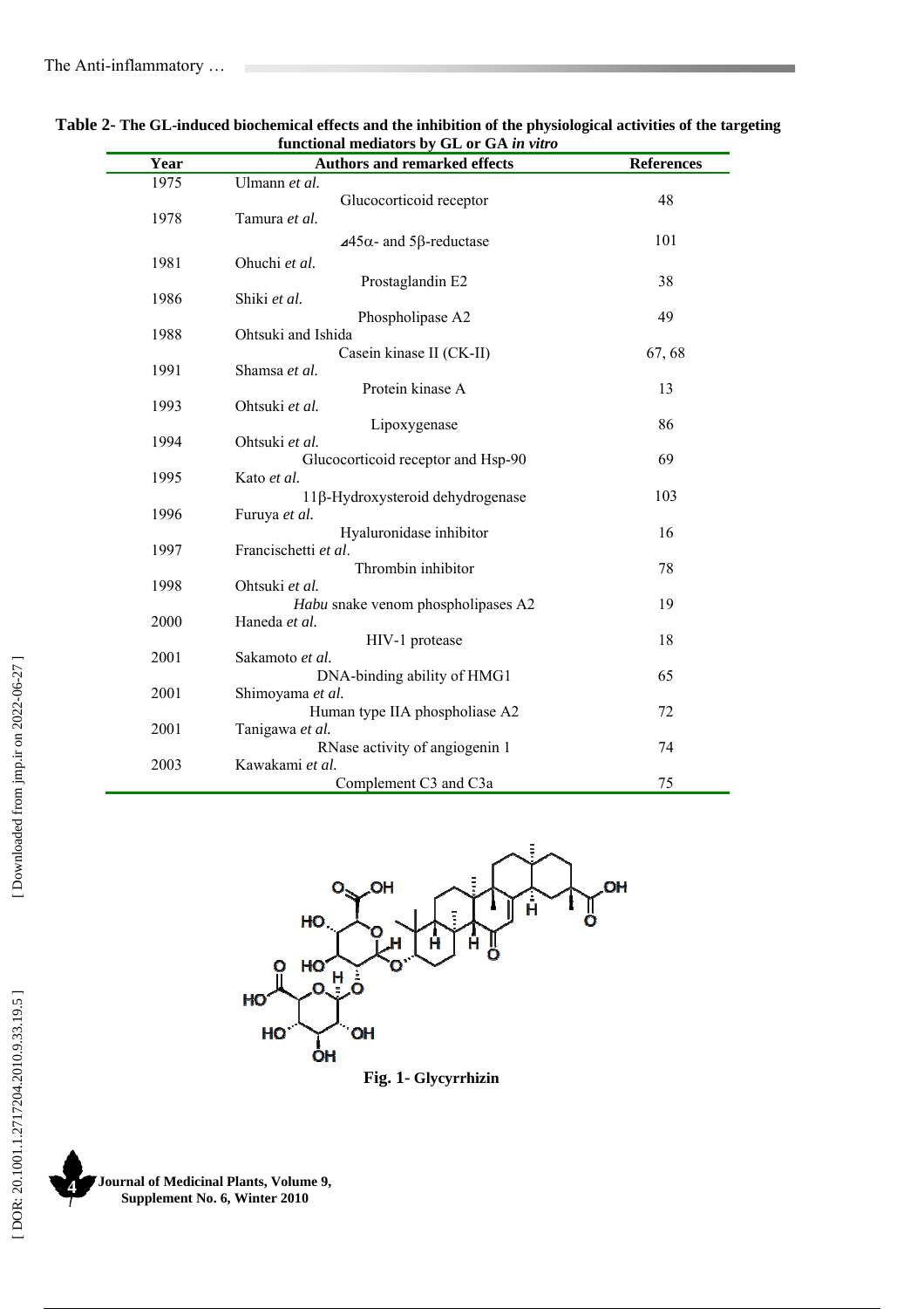**Table 2- The GL-induced biochemical effects and the inhibition of the physiological activities of the targeting functional mediators by GL or GA *in vitro***

| Year | Authors and remarked effects | References |
|---|---|---|
| 1975 | Ulmann *et al.* Glucocorticoid receptor | 48 |
| 1978 | Tamura *et al.* ⊿45α- and 5β-reductase | 101 |
| 1981 | Ohuchi *et al.* Prostaglandin E2 | 38 |
| 1986 | Shiki *et al.* Phospholipase A2 | 49 |
| 1988 | Ohtsuki and Ishida Casein kinase II (CK-II) | 67, 68 |
| 1991 | Shamsa *et al.* Protein kinase A | 13 |
| 1993 | Ohtsuki *et al.* Lipoxygenase | 86 |
| 1994 | Ohtsuki *et al.* Glucocorticoid receptor and Hsp-90 | 69 |
| 1995 | Kato *et al.* 11β-Hydroxysteroid dehydrogenase | 103 |
| 1996 | Furuya *et al.* Hyaluronidase inhibitor | 16 |
| 1997 | Francischetti *et al.* Thrombin inhibitor | 78 |
| 1998 | Ohtsuki *et al.* *Habu* snake venom phospholipases A2 | 19 |
| 2000 | Haneda *et al.* HIV-1 protease | 18 |
| 2001 | Sakamoto *et al.* DNA-binding ability of HMG1 | 65 |
| 2001 | Shimoyama *et al.* Human type IIA phospholiase A2 | 72 |
| 2001 | Tanigawa *et al.* RNase activity of angiogenin 1 | 74 |
| 2003 | Kawakami *et al.* Complement C3 and C3a | 75 |

**Fig. 1- Glycyrrhizin**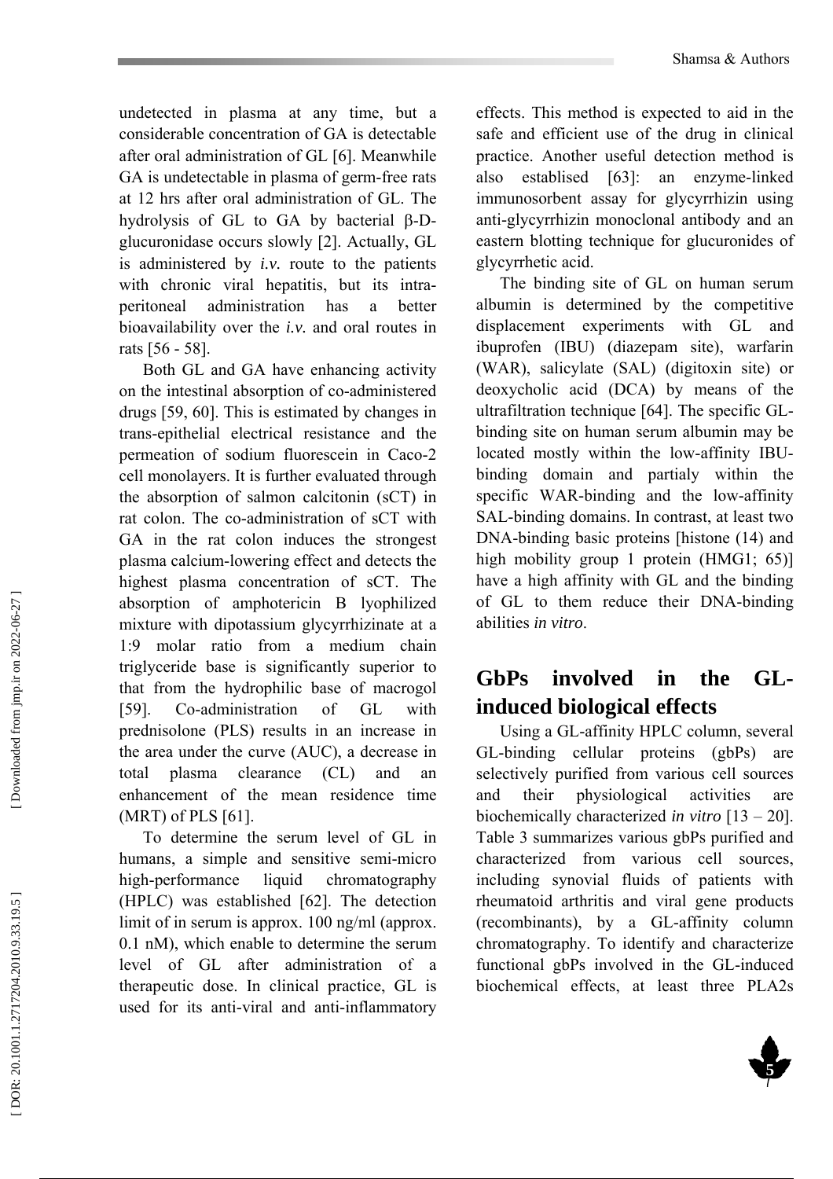undetected in plasma at any time, but a considerable concentration of GA is detectable after oral administration of GL [6]. Meanwhile GA is undetectable in plasma of germ-free rats at 12 hrs after oral administration of GL. The hydrolysis of GL to GA by bacterial β-D-glucuronidase occurs slowly [2]. Actually, GL is administered by *i.v.* route to the patients with chronic viral hepatitis, but its intra-peritoneal administration has a better bioavailability over the *i.v.* and oral routes in rats [56 - 58].

Both GL and GA have enhancing activity on the intestinal absorption of co-administered drugs [59, 60]. This is estimated by changes in trans-epithelial electrical resistance and the permeation of sodium fluorescein in Caco-2 cell monolayers. It is further evaluated through the absorption of salmon calcitonin (sCT) in rat colon. The co-administration of sCT with GA in the rat colon induces the strongest plasma calcium-lowering effect and detects the highest plasma concentration of sCT. The absorption of amphotericin B lyophilized mixture with dipotassium glycyrrhizinate at a 1:9 molar ratio from a medium chain triglyceride base is significantly superior to that from the hydrophilic base of macrogol [59]. Co-administration of GL with prednisolone (PLS) results in an increase in the area under the curve (AUC), a decrease in total plasma clearance (CL) and an enhancement of the mean residence time (MRT) of PLS [61].

To determine the serum level of GL in humans, a simple and sensitive semi-micro high-performance liquid chromatography (HPLC) was established [62]. The detection limit of in serum is approx. 100 ng/ml (approx. 0.1 nM), which enable to determine the serum level of GL after administration of a therapeutic dose. In clinical practice, GL is used for its anti-viral and anti-inflammatory effects. This method is expected to aid in the safe and efficient use of the drug in clinical practice. Another useful detection method is also establised [63]: an enzyme-linked immunosorbent assay for glycyrrhizin using anti-glycyrrhizin monoclonal antibody and an eastern blotting technique for glucuronides of glycyrrhetic acid.

The binding site of GL on human serum albumin is determined by the competitive displacement experiments with GL and ibuprofen (IBU) (diazepam site), warfarin (WAR), salicylate (SAL) (digitoxin site) or deoxycholic acid (DCA) by means of the ultrafiltration technique [64]. The specific GL-binding site on human serum albumin may be located mostly within the low-affinity IBU-binding domain and partialy within the specific WAR-binding and the low-affinity SAL-binding domains. In contrast, at least two DNA-binding basic proteins [histone (14) and high mobility group 1 protein (HMG1; 65)] have a high affinity with GL and the binding of GL to them reduce their DNA-binding abilities *in vitro*.

## GbPs involved in the GL-induced biological effects

Using a GL-affinity HPLC column, several GL-binding cellular proteins (gbPs) are selectively purified from various cell sources and their physiological activities are biochemically characterized *in vitro* [13 – 20]. Table 3 summarizes various gbPs purified and characterized from various cell sources, including synovial fluids of patients with rheumatoid arthritis and viral gene products (recombinants), by a GL-affinity column chromatography. To identify and characterize functional gbPs involved in the GL-induced biochemical effects, at least three PLA2s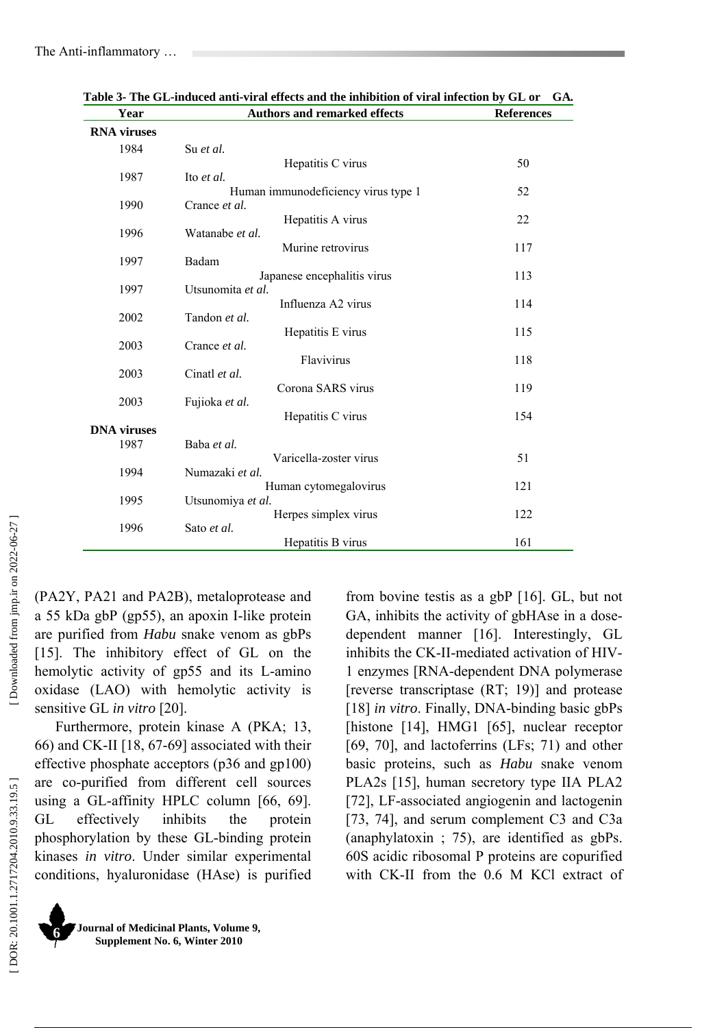**Table 3- The GL-induced anti-viral effects and the inhibition of viral infection by GL or GA.**

| Year | Authors and remarked effects | References |
|---|---|---|
| **RNA viruses** | | |
| 1984 | Su *et al.* Hepatitis C virus | 50 |
| 1987 | Ito *et al.* Human immunodeficiency virus type 1 | 52 |
| 1990 | Crance *et al.* Hepatitis A virus | 22 |
| 1996 | Watanabe *et al.* Murine retrovirus | 117 |
| 1997 | Badam Japanese encephalitis virus | 113 |
| 1997 | Utsunomita *et al.* Influenza A2 virus | 114 |
| 2002 | Tandon *et al.* Hepatitis E virus | 115 |
| 2003 | Crance *et al.* Flavivirus | 118 |
| 2003 | Cinatl *et al.* Corona SARS virus | 119 |
| 2003 | Fujioka *et al.* Hepatitis C virus | 154 |
| **DNA viruses** | | |
| 1987 | Baba *et al.* Varicella-zoster virus | 51 |
| 1994 | Numazaki *et al.* Human cytomegalovirus | 121 |
| 1995 | Utsunomiya *et al.* Herpes simplex virus | 122 |
| 1996 | Sato *et al.* Hepatitis B virus | 161 |

(PA2Y, PA21 and PA2B), metaloprotease and a 55 kDa gbP (gp55), an apoxin I-like protein are purified from *Habu* snake venom as gbPs [15]. The inhibitory effect of GL on the hemolytic activity of gp55 and its L-amino oxidase (LAO) with hemolytic activity is sensitive GL *in vitro* [20].

Furthermore, protein kinase A (PKA; 13, 66) and CK-II [18, 67-69] associated with their effective phosphate acceptors (p36 and gp100) are co-purified from different cell sources using a GL-affinity HPLC column [66, 69]. GL effectively inhibits the protein phosphorylation by these GL-binding protein kinases *in vitro*. Under similar experimental conditions, hyaluronidase (HAse) is purified from bovine testis as a gbP [16]. GL, but not GA, inhibits the activity of gbHAse in a dose-dependent manner [16]. Interestingly, GL inhibits the CK-II-mediated activation of HIV-1 enzymes [RNA-dependent DNA polymerase [reverse transcriptase (RT; 19)] and protease [18] *in vitro*. Finally, DNA-binding basic gbPs [histone [14], HMG1 [65], nuclear receptor [69, 70], and lactoferrins (LFs; 71) and other basic proteins, such as *Habu* snake venom PLA2s [15], human secretory type IIA PLA2 [72], LF-associated angiogenin and lactogenin [73, 74], and serum complement C3 and C3a (anaphylatoxin ; 75), are identified as gbPs. 60S acidic ribosomal P proteins are copurified with CK-II from the 0.6 M KCl extract of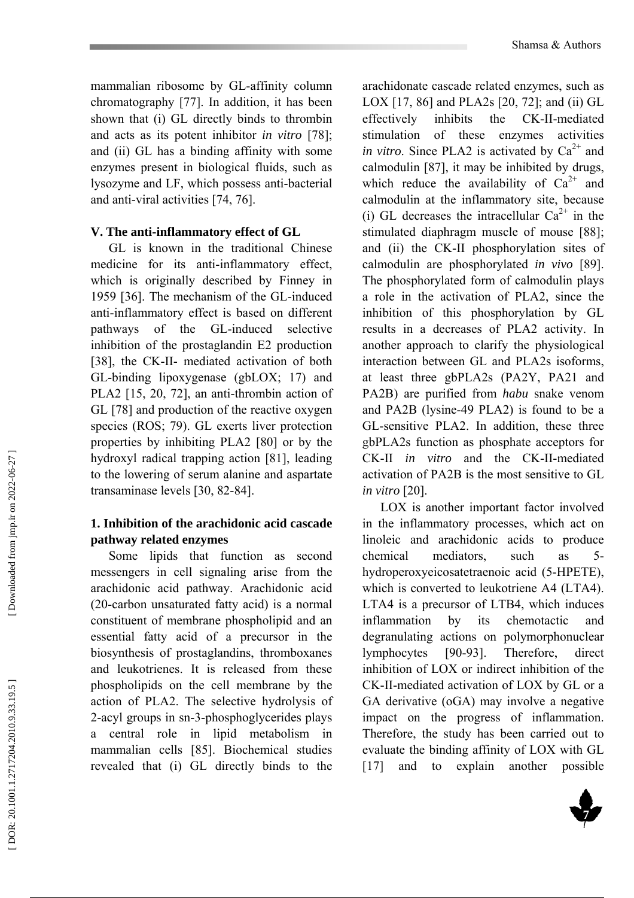mammalian ribosome by GL-affinity column chromatography [77]. In addition, it has been shown that (i) GL directly binds to thrombin and acts as its potent inhibitor *in vitro* [78]; and (ii) GL has a binding affinity with some enzymes present in biological fluids, such as lysozyme and LF, which possess anti-bacterial and anti-viral activities [74, 76].

### V. The anti-inflammatory effect of GL

GL is known in the traditional Chinese medicine for its anti-inflammatory effect, which is originally described by Finney in 1959 [36]. The mechanism of the GL-induced anti-inflammatory effect is based on different pathways of the GL-induced selective inhibition of the prostaglandin E2 production [38], the CK-II- mediated activation of both GL-binding lipoxygenase (gbLOX; 17) and PLA2 [15, 20, 72], an anti-thrombin action of GL [78] and production of the reactive oxygen species (ROS; 79). GL exerts liver protection properties by inhibiting PLA2 [80] or by the hydroxyl radical trapping action [81], leading to the lowering of serum alanine and aspartate transaminase levels [30, 82-84].

#### 1. Inhibition of the arachidonic acid cascade pathway related enzymes

Some lipids that function as second messengers in cell signaling arise from the arachidonic acid pathway. Arachidonic acid (20-carbon unsaturated fatty acid) is a normal constituent of membrane phospholipid and an essential fatty acid of a precursor in the biosynthesis of prostaglandins, thromboxanes and leukotrienes. It is released from these phospholipids on the cell membrane by the action of PLA2. The selective hydrolysis of 2-acyl groups in sn-3-phosphoglycerides plays a central role in lipid metabolism in mammalian cells [85]. Biochemical studies revealed that (i) GL directly binds to the arachidonate cascade related enzymes, such as LOX [17, 86] and PLA2s [20, 72]; and (ii) GL effectively inhibits the CK-II-mediated stimulation of these enzymes activities *in vitro*. Since PLA2 is activated by $Ca^{2+}$ and calmodulin [87], it may be inhibited by drugs, which reduce the availability of $Ca^{2+}$ and calmodulin at the inflammatory site, because (i) GL decreases the intracellular $Ca^{2+}$ in the stimulated diaphragm muscle of mouse [88]; and (ii) the CK-II phosphorylation sites of calmodulin are phosphorylated *in vivo* [89]. The phosphorylated form of calmodulin plays a role in the activation of PLA2, since the inhibition of this phosphorylation by GL results in a decreases of PLA2 activity. In another approach to clarify the physiological interaction between GL and PLA2s isoforms, at least three gbPLA2s (PA2Y, PA21 and PA2B) are purified from *habu* snake venom and PA2B (lysine-49 PLA2) is found to be a GL-sensitive PLA2. In addition, these three gbPLA2s function as phosphate acceptors for CK-II *in vitro* and the CK-II-mediated activation of PA2B is the most sensitive to GL *in vitro* [20].

LOX is another important factor involved in the inflammatory processes, which act on linoleic and arachidonic acids to produce chemical mediators, such as 5-hydroperoxyeicosatetraenoic acid (5-HPETE), which is converted to leukotriene A4 (LTA4). LTA4 is a precursor of LTB4, which induces inflammation by its chemotactic and degranulating actions on polymorphonuclear lymphocytes [90-93]. Therefore, direct inhibition of LOX or indirect inhibition of the CK-II-mediated activation of LOX by GL or a GA derivative (oGA) may involve a negative impact on the progress of inflammation. Therefore, the study has been carried out to evaluate the binding affinity of LOX with GL [17] and to explain another possible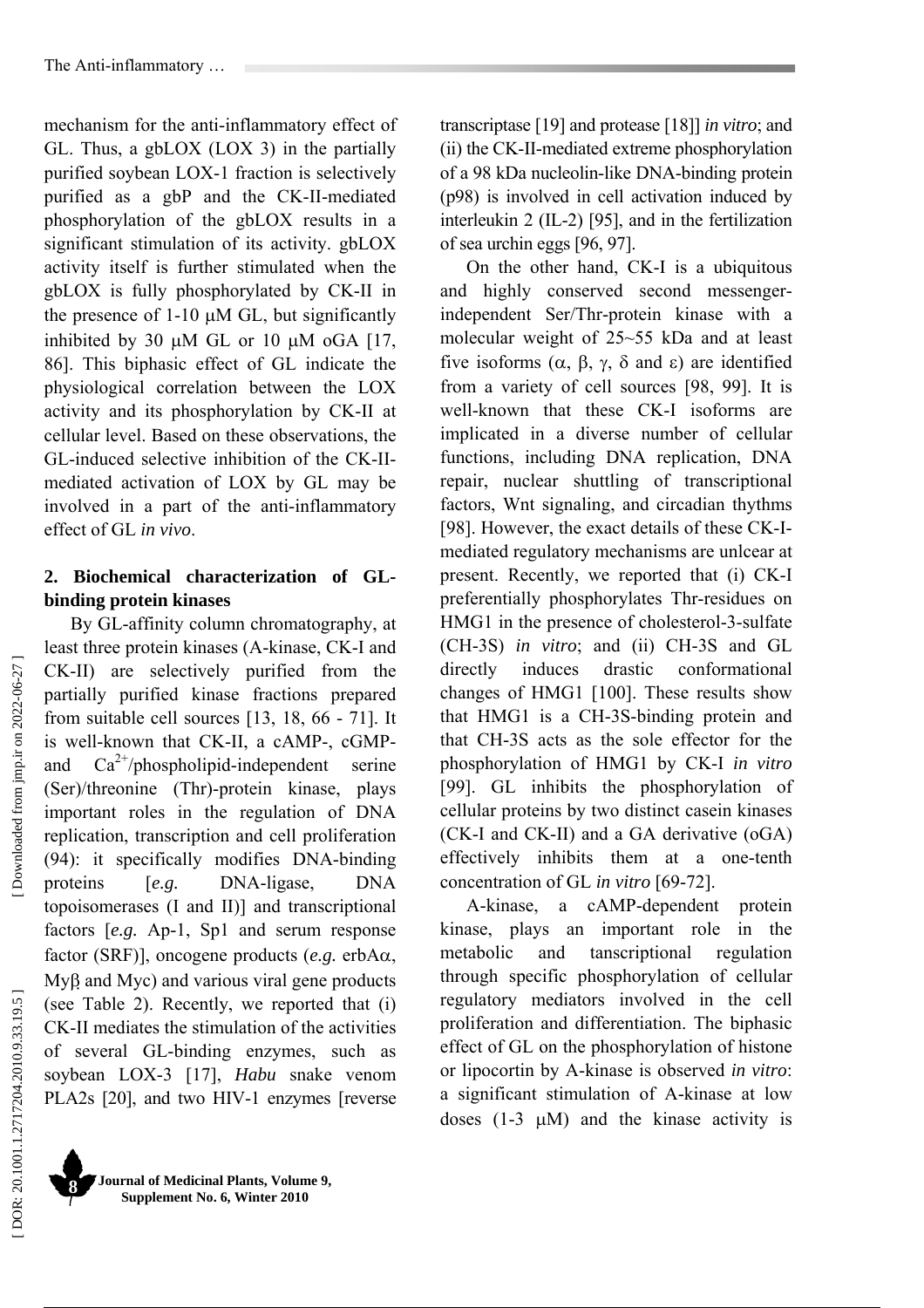mechanism for the anti-inflammatory effect of GL. Thus, a gbLOX (LOX 3) in the partially purified soybean LOX-1 fraction is selectively purified as a gbP and the CK-II-mediated phosphorylation of the gbLOX results in a significant stimulation of its activity. gbLOX activity itself is further stimulated when the gbLOX is fully phosphorylated by CK-II in the presence of 1-10 μM GL, but significantly inhibited by 30 μM GL or 10 μM oGA [17, 86]. This biphasic effect of GL indicate the physiological correlation between the LOX activity and its phosphorylation by CK-II at cellular level. Based on these observations, the GL-induced selective inhibition of the CK-II-mediated activation of LOX by GL may be involved in a part of the anti-inflammatory effect of GL *in vivo*.

## 2. Biochemical characterization of GL-binding protein kinases

By GL-affinity column chromatography, at least three protein kinases (A-kinase, CK-I and CK-II) are selectively purified from the partially purified kinase fractions prepared from suitable cell sources [13, 18, 66 - 71]. It is well-known that CK-II, a cAMP-, cGMP- and $Ca^{2+}$/phospholipid-independent serine (Ser)/threonine (Thr)-protein kinase, plays important roles in the regulation of DNA replication, transcription and cell proliferation (94): it specifically modifies DNA-binding proteins [*e.g.* DNA-ligase, DNA topoisomerases (I and II)] and transcriptional factors [*e.g.* Ap-1, Sp1 and serum response factor (SRF)], oncogene products (*e.g.* erbAα, Myβ and Myc) and various viral gene products (see Table 2). Recently, we reported that (i) CK-II mediates the stimulation of the activities of several GL-binding enzymes, such as soybean LOX-3 [17], *Habu* snake venom PLA2s [20], and two HIV-1 enzymes [reverse transcriptase [19] and protease [18]] *in vitro*; and (ii) the CK-II-mediated extreme phosphorylation of a 98 kDa nucleolin-like DNA-binding protein (p98) is involved in cell activation induced by interleukin 2 (IL-2) [95], and in the fertilization of sea urchin eggs [96, 97].

On the other hand, CK-I is a ubiquitous and highly conserved second messenger-independent Ser/Thr-protein kinase with a molecular weight of 25~55 kDa and at least five isoforms (α, β, γ, δ and ε) are identified from a variety of cell sources [98, 99]. It is well-known that these CK-I isoforms are implicated in a diverse number of cellular functions, including DNA replication, DNA repair, nuclear shuttling of transcriptional factors, Wnt signaling, and circadian thythms [98]. However, the exact details of these CK-I-mediated regulatory mechanisms are unlcear at present. Recently, we reported that (i) CK-I preferentially phosphorylates Thr-residues on HMG1 in the presence of cholesterol-3-sulfate (CH-3S) *in vitro*; and (ii) CH-3S and GL directly induces drastic conformational changes of HMG1 [100]. These results show that HMG1 is a CH-3S-binding protein and that CH-3S acts as the sole effector for the phosphorylation of HMG1 by CK-I *in vitro* [99]. GL inhibits the phosphorylation of cellular proteins by two distinct casein kinases (CK-I and CK-II) and a GA derivative (oGA) effectively inhibits them at a one-tenth concentration of GL *in vitro* [69-72].

A-kinase, a cAMP-dependent protein kinase, plays an important role in the metabolic and tanscriptional regulation through specific phosphorylation of cellular regulatory mediators involved in the cell proliferation and differentiation. The biphasic effect of GL on the phosphorylation of histone or lipocortin by A-kinase is observed *in vitro*: a significant stimulation of A-kinase at low doses (1-3 μM) and the kinase activity is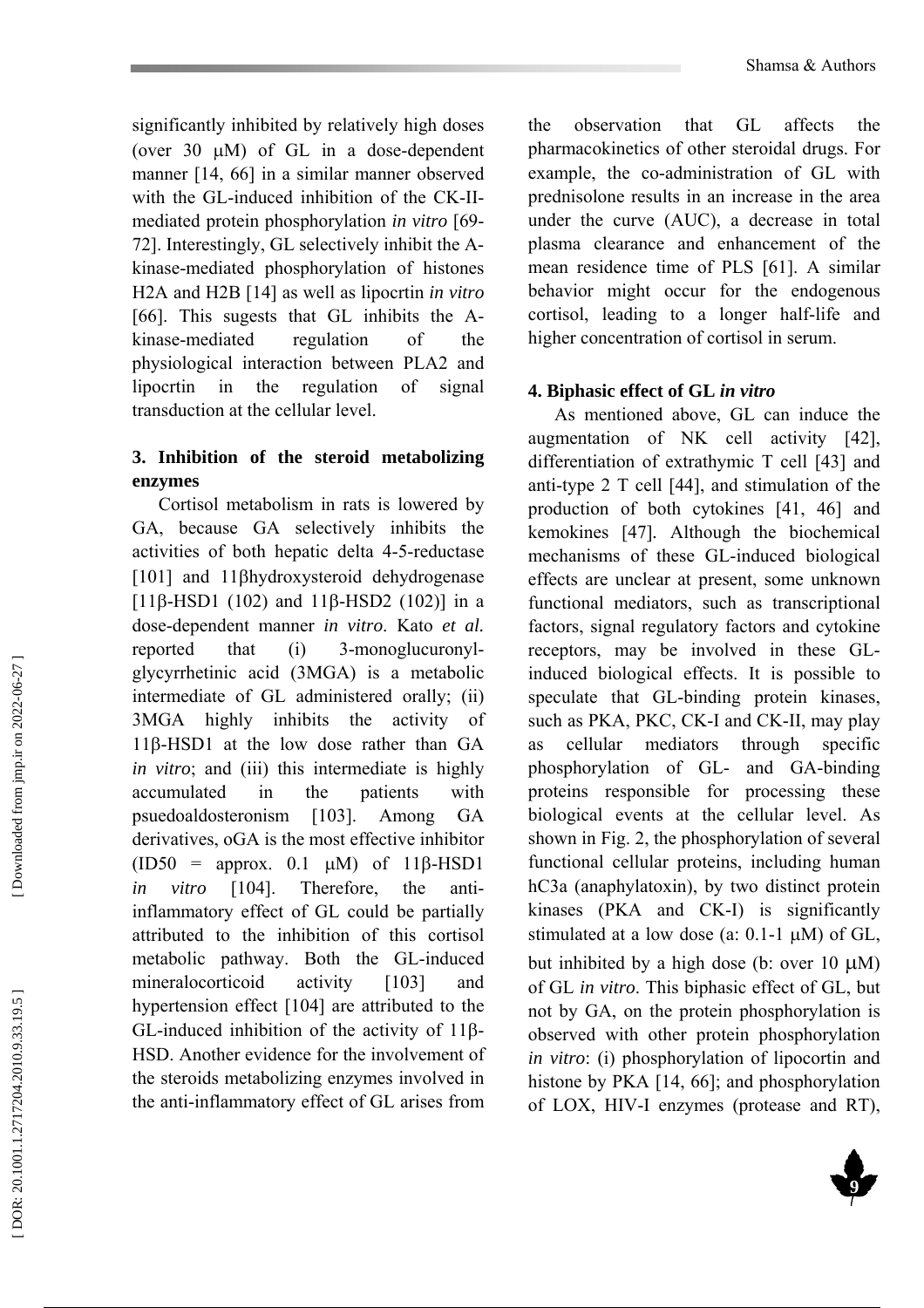significantly inhibited by relatively high doses (over 30 μM) of GL in a dose-dependent manner [14, 66] in a similar manner observed with the GL-induced inhibition of the CK-II-mediated protein phosphorylation *in vitro* [69-72]. Interestingly, GL selectively inhibit the A-kinase-mediated phosphorylation of histones H2A and H2B [14] as well as lipocrtin *in vitro* [66]. This sugests that GL inhibits the A-kinase-mediated regulation of the physiological interaction between PLA2 and lipocrtin in the regulation of signal transduction at the cellular level.

### 3. Inhibition of the steroid metabolizing enzymes

Cortisol metabolism in rats is lowered by GA, because GA selectively inhibits the activities of both hepatic delta 4-5-reductase [101] and 11βhydroxysteroid dehydrogenase [11β-HSD1 (102) and 11β-HSD2 (102)] in a dose-dependent manner *in vitro*. Kato *et al.* reported that (i) 3-monoglucuronyl-glycyrrhetinic acid (3MGA) is a metabolic intermediate of GL administered orally; (ii) 3MGA highly inhibits the activity of 11β-HSD1 at the low dose rather than GA *in vitro*; and (iii) this intermediate is highly accumulated in the patients with psuedoaldosteronism [103]. Among GA derivatives, oGA is the most effective inhibitor (ID50 = approx. 0.1 μM) of 11β-HSD1 *in vitro* [104]. Therefore, the anti-inflammatory effect of GL could be partially attributed to the inhibition of this cortisol metabolic pathway. Both the GL-induced mineralocorticoid activity [103] and hypertension effect [104] are attributed to the GL-induced inhibition of the activity of 11β-HSD. Another evidence for the involvement of the steroids metabolizing enzymes involved in the anti-inflammatory effect of GL arises from the observation that GL affects the pharmacokinetics of other steroidal drugs. For example, the co-administration of GL with prednisolone results in an increase in the area under the curve (AUC), a decrease in total plasma clearance and enhancement of the mean residence time of PLS [61]. A similar behavior might occur for the endogenous cortisol, leading to a longer half-life and higher concentration of cortisol in serum.

### 4. Biphasic effect of GL *in vitro*

As mentioned above, GL can induce the augmentation of NK cell activity [42], differentiation of extrathymic T cell [43] and anti-type 2 T cell [44], and stimulation of the production of both cytokines [41, 46] and kemokines [47]. Although the biochemical mechanisms of these GL-induced biological effects are unclear at present, some unknown functional mediators, such as transcriptional factors, signal regulatory factors and cytokine receptors, may be involved in these GL-induced biological effects. It is possible to speculate that GL-binding protein kinases, such as PKA, PKC, CK-I and CK-II, may play as cellular mediators through specific phosphorylation of GL- and GA-binding proteins responsible for processing these biological events at the cellular level. As shown in Fig. 2, the phosphorylation of several functional cellular proteins, including human hC3a (anaphylatoxin), by two distinct protein kinases (PKA and CK-I) is significantly stimulated at a low dose (a: 0.1-1 μM) of GL, but inhibited by a high dose (b: over 10 μM) of GL *in vitro*. This biphasic effect of GL, but not by GA, on the protein phosphorylation is observed with other protein phosphorylation *in vitro*: (i) phosphorylation of lipocortin and histone by PKA [14, 66]; and phosphorylation of LOX, HIV-I enzymes (protease and RT),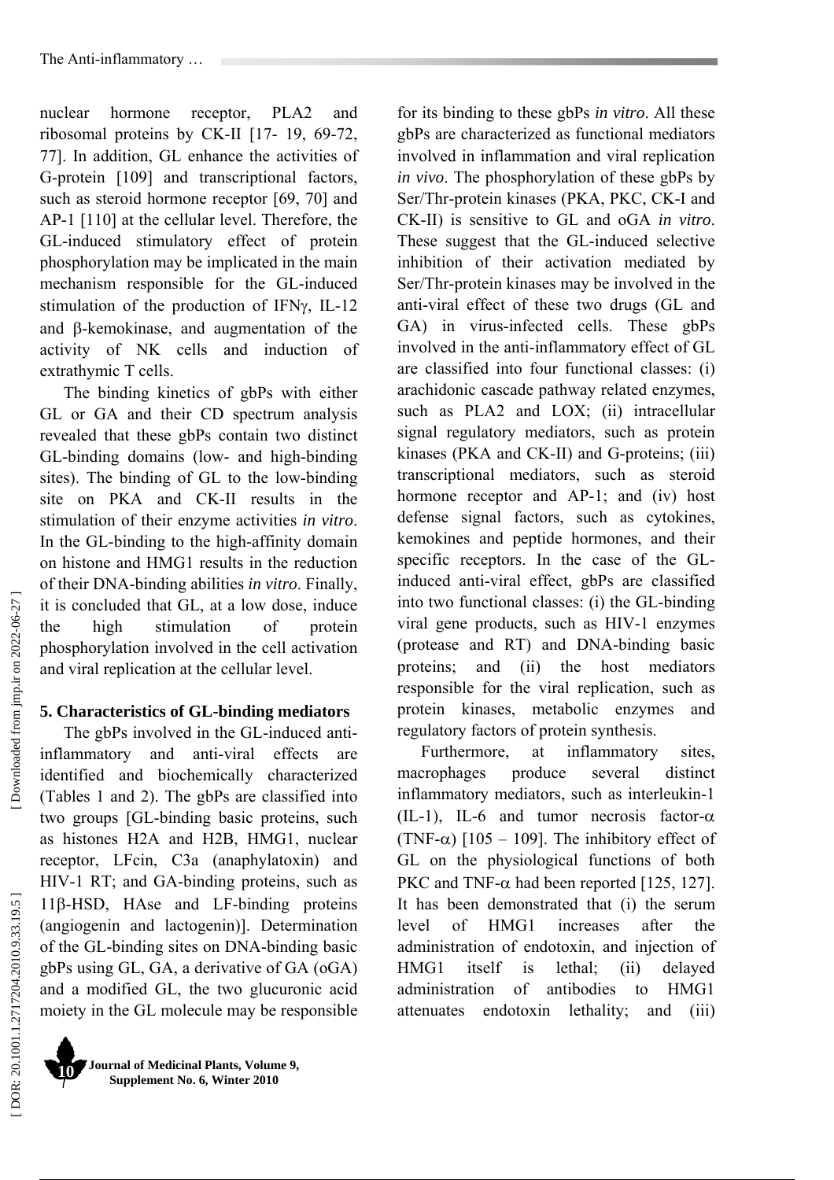nuclear hormone receptor, PLA2 and ribosomal proteins by CK-II [17- 19, 69-72, 77]. In addition, GL enhance the activities of G-protein [109] and transcriptional factors, such as steroid hormone receptor [69, 70] and AP-1 [110] at the cellular level. Therefore, the GL-induced stimulatory effect of protein phosphorylation may be implicated in the main mechanism responsible for the GL-induced stimulation of the production of IFNγ, IL-12 and β-kemokinase, and augmentation of the activity of NK cells and induction of extrathymic T cells.

The binding kinetics of gbPs with either GL or GA and their CD spectrum analysis revealed that these gbPs contain two distinct GL-binding domains (low- and high-binding sites). The binding of GL to the low-binding site on PKA and CK-II results in the stimulation of their enzyme activities *in vitro*. In the GL-binding to the high-affinity domain on histone and HMG1 results in the reduction of their DNA-binding abilities *in vitro*. Finally, it is concluded that GL, at a low dose, induce the high stimulation of protein phosphorylation involved in the cell activation and viral replication at the cellular level.

## 5. Characteristics of GL-binding mediators

The gbPs involved in the GL-induced anti-inflammatory and anti-viral effects are identified and biochemically characterized (Tables 1 and 2). The gbPs are classified into two groups [GL-binding basic proteins, such as histones H2A and H2B, HMG1, nuclear receptor, LFcin, C3a (anaphylatoxin) and HIV-1 RT; and GA-binding proteins, such as 11β-HSD, HAse and LF-binding proteins (angiogenin and lactogenin)]. Determination of the GL-binding sites on DNA-binding basic gbPs using GL, GA, a derivative of GA (oGA) and a modified GL, the two glucuronic acid moiety in the GL molecule may be responsible for its binding to these gbPs *in vitro*. All these gbPs are characterized as functional mediators involved in inflammation and viral replication *in vivo*. The phosphorylation of these gbPs by Ser/Thr-protein kinases (PKA, PKC, CK-I and CK-II) is sensitive to GL and oGA *in vitro*. These suggest that the GL-induced selective inhibition of their activation mediated by Ser/Thr-protein kinases may be involved in the anti-viral effect of these two drugs (GL and GA) in virus-infected cells. These gbPs involved in the anti-inflammatory effect of GL are classified into four functional classes: (i) arachidonic cascade pathway related enzymes, such as PLA2 and LOX; (ii) intracellular signal regulatory mediators, such as protein kinases (PKA and CK-II) and G-proteins; (iii) transcriptional mediators, such as steroid hormone receptor and AP-1; and (iv) host defense signal factors, such as cytokines, kemokines and peptide hormones, and their specific receptors. In the case of the GL-induced anti-viral effect, gbPs are classified into two functional classes: (i) the GL-binding viral gene products, such as HIV-1 enzymes (protease and RT) and DNA-binding basic proteins; and (ii) the host mediators responsible for the viral replication, such as protein kinases, metabolic enzymes and regulatory factors of protein synthesis.

Furthermore, at inflammatory sites, macrophages produce several distinct inflammatory mediators, such as interleukin-1 (IL-1), IL-6 and tumor necrosis factor-α (TNF-α) [105 – 109]. The inhibitory effect of GL on the physiological functions of both PKC and TNF-α had been reported [125, 127]. It has been demonstrated that (i) the serum level of HMG1 increases after the administration of endotoxin, and injection of HMG1 itself is lethal; (ii) delayed administration of antibodies to HMG1 attenuates endotoxin lethality; and (iii)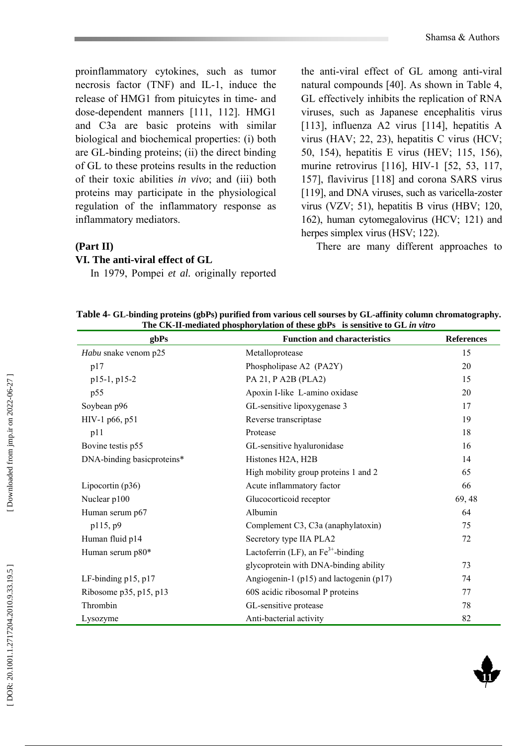proinflammatory cytokines, such as tumor necrosis factor (TNF) and IL-1, induce the release of HMG1 from pituicytes in time- and dose-dependent manners [111, 112]. HMG1 and C3a are basic proteins with similar biological and biochemical properties: (i) both are GL-binding proteins; (ii) the direct binding of GL to these proteins results in the reduction of their toxic abilities *in vivo*; and (iii) both proteins may participate in the physiological regulation of the inflammatory response as inflammatory mediators.

**(Part II)**

## VI. The anti-viral effect of GL

In 1979, Pompei *et al.* originally reported the anti-viral effect of GL among anti-viral natural compounds [40]. As shown in Table 4, GL effectively inhibits the replication of RNA viruses, such as Japanese encephalitis virus [113], influenza A2 virus [114], hepatitis A virus (HAV; 22, 23), hepatitis C virus (HCV; 50, 154), hepatitis E virus (HEV; 115, 156), murine retrovirus [116], HIV-1 [52, 53, 117, 157], flavivirus [118] and corona SARS virus [119], and DNA viruses, such as varicella-zoster virus (VZV; 51), hepatitis B virus (HBV; 120, 162), human cytomegalovirus (HCV; 121) and herpes simplex virus (HSV; 122).

There are many different approaches to

**Table 4- GL-binding proteins (gbPs) purified from various cell sourses by GL-affinity column chromatography. The CK-II-mediated phosphorylation of these gbPs is sensitive to GL *in vitro***

| gbPs | Function and characteristics | References |
|---|---|---|
| *Habu* snake venom p25 | Metalloprotease | 15 |
| p17 | Phospholipase A2 (PA2Y) | 20 |
| p15-1, p15-2 | PA 21, P A2B (PLA2) | 15 |
| p55 | Apoxin I-like L-amino oxidase | 20 |
| Soybean p96 | GL-sensitive lipoxygenase 3 | 17 |
| HIV-1 p66, p51 | Reverse transcriptase | 19 |
| p11 | Protease | 18 |
| Bovine testis p55 | GL-sensitive hyaluronidase | 16 |
| DNA-binding basicproteins* | Histones H2A, H2B | 14 |
| | High mobility group proteins 1 and 2 | 65 |
| Lipocortin (p36) | Acute inflammatory factor | 66 |
| Nuclear p100 | Glucocorticoid receptor | 69, 48 |
| Human serum p67 | Albumin | 64 |
| p115, p9 | Complement C3, C3a (anaphylatoxin) | 75 |
| Human fluid p14 | Secretory type IIA PLA2 | 72 |
| Human serum p80* | Lactoferrin (LF), an $Fe^{3+}$-binding glycoprotein with DNA-binding ability | 73 |
| LF-binding p15, p17 | Angiogenin-1 (p15) and lactogenin (p17) | 74 |
| Ribosome p35, p15, p13 | 60S acidic ribosomal P proteins | 77 |
| Thrombin | GL-sensitive protease | 78 |
| Lysozyme | Anti-bacterial activity | 82 |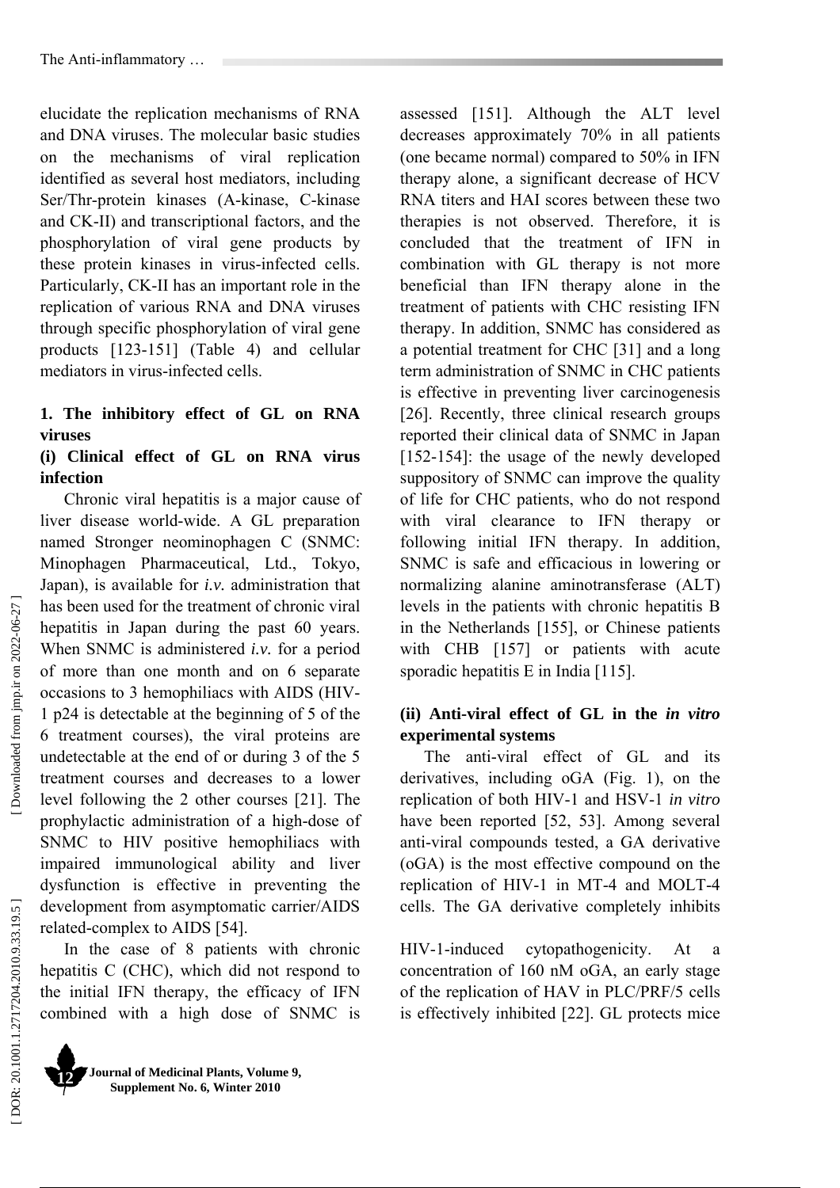elucidate the replication mechanisms of RNA and DNA viruses. The molecular basic studies on the mechanisms of viral replication identified as several host mediators, including Ser/Thr-protein kinases (A-kinase, C-kinase and CK-II) and transcriptional factors, and the phosphorylation of viral gene products by these protein kinases in virus-infected cells. Particularly, CK-II has an important role in the replication of various RNA and DNA viruses through specific phosphorylation of viral gene products [123-151] (Table 4) and cellular mediators in virus-infected cells.

### 1. The inhibitory effect of GL on RNA viruses

#### (i) Clinical effect of GL on RNA virus infection

Chronic viral hepatitis is a major cause of liver disease world-wide. A GL preparation named Stronger neominophagen C (SNMC: Minophagen Pharmaceutical, Ltd., Tokyo, Japan), is available for *i.v.* administration that has been used for the treatment of chronic viral hepatitis in Japan during the past 60 years. When SNMC is administered *i.v.* for a period of more than one month and on 6 separate occasions to 3 hemophiliacs with AIDS (HIV-1 p24 is detectable at the beginning of 5 of the 6 treatment courses), the viral proteins are undetectable at the end of or during 3 of the 5 treatment courses and decreases to a lower level following the 2 other courses [21]. The prophylactic administration of a high-dose of SNMC to HIV positive hemophiliacs with impaired immunological ability and liver dysfunction is effective in preventing the development from asymptomatic carrier/AIDS related-complex to AIDS [54].

In the case of 8 patients with chronic hepatitis C (CHC), which did not respond to the initial IFN therapy, the efficacy of IFN combined with a high dose of SNMC is assessed [151]. Although the ALT level decreases approximately 70% in all patients (one became normal) compared to 50% in IFN therapy alone, a significant decrease of HCV RNA titers and HAI scores between these two therapies is not observed. Therefore, it is concluded that the treatment of IFN in combination with GL therapy is not more beneficial than IFN therapy alone in the treatment of patients with CHC resisting IFN therapy. In addition, SNMC has considered as a potential treatment for CHC [31] and a long term administration of SNMC in CHC patients is effective in preventing liver carcinogenesis [26]. Recently, three clinical research groups reported their clinical data of SNMC in Japan [152-154]: the usage of the newly developed suppository of SNMC can improve the quality of life for CHC patients, who do not respond with viral clearance to IFN therapy or following initial IFN therapy. In addition, SNMC is safe and efficacious in lowering or normalizing alanine aminotransferase (ALT) levels in the patients with chronic hepatitis B in the Netherlands [155], or Chinese patients with CHB [157] or patients with acute sporadic hepatitis E in India [115].

#### (ii) Anti-viral effect of GL in the *in vitro* experimental systems

The anti-viral effect of GL and its derivatives, including oGA (Fig. 1), on the replication of both HIV-1 and HSV-1 *in vitro* have been reported [52, 53]. Among several anti-viral compounds tested, a GA derivative (oGA) is the most effective compound on the replication of HIV-1 in MT-4 and MOLT-4 cells. The GA derivative completely inhibits HIV-1-induced cytopathogenicity. At a concentration of 160 nM oGA, an early stage of the replication of HAV in PLC/PRF/5 cells is effectively inhibited [22]. GL protects mice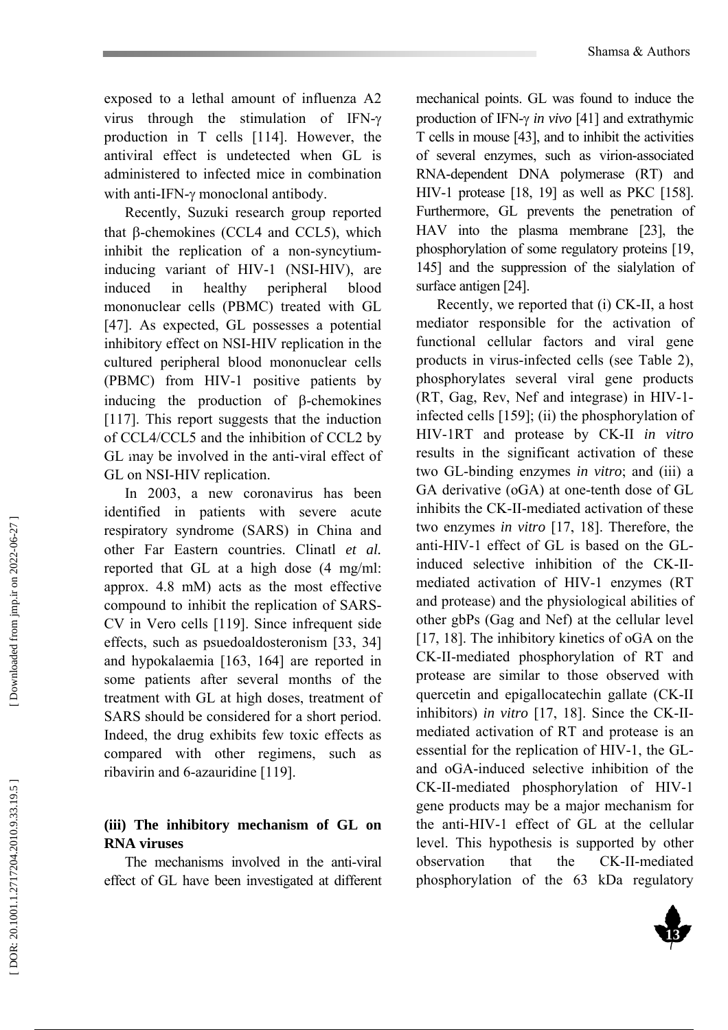exposed to a lethal amount of influenza A2 virus through the stimulation of IFN-γ production in T cells [114]. However, the antiviral effect is undetected when GL is administered to infected mice in combination with anti-IFN-γ monoclonal antibody.

Recently, Suzuki research group reported that β-chemokines (CCL4 and CCL5), which inhibit the replication of a non-syncytium-inducing variant of HIV-1 (NSI-HIV), are induced in healthy peripheral blood mononuclear cells (PBMC) treated with GL [47]. As expected, GL possesses a potential inhibitory effect on NSI-HIV replication in the cultured peripheral blood mononuclear cells (PBMC) from HIV-1 positive patients by inducing the production of β-chemokines [117]. This report suggests that the induction of CCL4/CCL5 and the inhibition of CCL2 by GL may be involved in the anti-viral effect of GL on NSI-HIV replication.

In 2003, a new coronavirus has been identified in patients with severe acute respiratory syndrome (SARS) in China and other Far Eastern countries. Clinatl *et al.* reported that GL at a high dose (4 mg/ml: approx. 4.8 mM) acts as the most effective compound to inhibit the replication of SARS-CV in Vero cells [119]. Since infrequent side effects, such as psuedoaldosteronism [33, 34] and hypokalaemia [163, 164] are reported in some patients after several months of the treatment with GL at high doses, treatment of SARS should be considered for a short period. Indeed, the drug exhibits few toxic effects as compared with other regimens, such as ribavirin and 6-azauridine [119].

### (iii) The inhibitory mechanism of GL on RNA viruses

The mechanisms involved in the anti-viral effect of GL have been investigated at different mechanical points. GL was found to induce the production of IFN-γ *in vivo* [41] and extrathymic T cells in mouse [43], and to inhibit the activities of several enzymes, such as virion-associated RNA-dependent DNA polymerase (RT) and HIV-1 protease [18, 19] as well as PKC [158]. Furthermore, GL prevents the penetration of HAV into the plasma membrane [23], the phosphorylation of some regulatory proteins [19, 145] and the suppression of the sialylation of surface antigen [24].

Recently, we reported that (i) CK-II, a host mediator responsible for the activation of functional cellular factors and viral gene products in virus-infected cells (see Table 2), phosphorylates several viral gene products (RT, Gag, Rev, Nef and integrase) in HIV-1-infected cells [159]; (ii) the phosphorylation of HIV-1RT and protease by CK-II *in vitro* results in the significant activation of these two GL-binding enzymes *in vitro*; and (iii) a GA derivative (oGA) at one-tenth dose of GL inhibits the CK-II-mediated activation of these two enzymes *in vitro* [17, 18]. Therefore, the anti-HIV-1 effect of GL is based on the GL-induced selective inhibition of the CK-II-mediated activation of HIV-1 enzymes (RT and protease) and the physiological abilities of other gbPs (Gag and Nef) at the cellular level [17, 18]. The inhibitory kinetics of oGA on the CK-II-mediated phosphorylation of RT and protease are similar to those observed with quercetin and epigallocatechin gallate (CK-II inhibitors) *in vitro* [17, 18]. Since the CK-II-mediated activation of RT and protease is an essential for the replication of HIV-1, the GL- and oGA-induced selective inhibition of the CK-II-mediated phosphorylation of HIV-1 gene products may be a major mechanism for the anti-HIV-1 effect of GL at the cellular level. This hypothesis is supported by other observation that the CK-II-mediated phosphorylation of the 63 kDa regulatory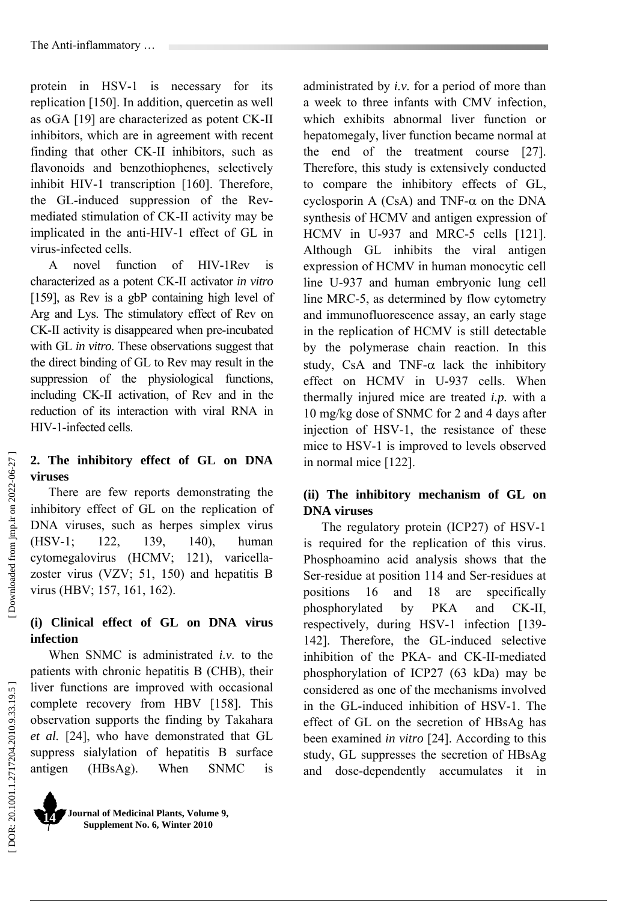protein in HSV-1 is necessary for its replication [150]. In addition, quercetin as well as oGA [19] are characterized as potent CK-II inhibitors, which are in agreement with recent finding that other CK-II inhibitors, such as flavonoids and benzothiophenes, selectively inhibit HIV-1 transcription [160]. Therefore, the GL-induced suppression of the Rev-mediated stimulation of CK-II activity may be implicated in the anti-HIV-1 effect of GL in virus-infected cells.

A novel function of HIV-1Rev is characterized as a potent CK-II activator *in vitro* [159], as Rev is a gbP containing high level of Arg and Lys. The stimulatory effect of Rev on CK-II activity is disappeared when pre-incubated with GL *in vitro*. These observations suggest that the direct binding of GL to Rev may result in the suppression of the physiological functions, including CK-II activation, of Rev and in the reduction of its interaction with viral RNA in HIV-1-infected cells.

## 2. The inhibitory effect of GL on DNA viruses

There are few reports demonstrating the inhibitory effect of GL on the replication of DNA viruses, such as herpes simplex virus (HSV-1; 122, 139, 140), human cytomegalovirus (HCMV; 121), varicella-zoster virus (VZV; 51, 150) and hepatitis B virus (HBV; 157, 161, 162).

### (i) Clinical effect of GL on DNA virus infection

When SNMC is administrated *i.v.* to the patients with chronic hepatitis B (CHB), their liver functions are improved with occasional complete recovery from HBV [158]. This observation supports the finding by Takahara *et al.* [24], who have demonstrated that GL suppress sialylation of hepatitis B surface antigen (HBsAg). When SNMC is administrated by *i.v.* for a period of more than a week to three infants with CMV infection, which exhibits abnormal liver function or hepatomegaly, liver function became normal at the end of the treatment course [27]. Therefore, this study is extensively conducted to compare the inhibitory effects of GL, cyclosporin A (CsA) and TNF-$\alpha$ on the DNA synthesis of HCMV and antigen expression of HCMV in U-937 and MRC-5 cells [121]. Although GL inhibits the viral antigen expression of HCMV in human monocytic cell line U-937 and human embryonic lung cell line MRC-5, as determined by flow cytometry and immunofluorescence assay, an early stage in the replication of HCMV is still detectable by the polymerase chain reaction. In this study, CsA and TNF-$\alpha$ lack the inhibitory effect on HCMV in U-937 cells. When thermally injured mice are treated *i.p.* with a 10 mg/kg dose of SNMC for 2 and 4 days after injection of HSV-1, the resistance of these mice to HSV-1 is improved to levels observed in normal mice [122].

### (ii) The inhibitory mechanism of GL on DNA viruses

The regulatory protein (ICP27) of HSV-1 is required for the replication of this virus. Phosphoamino acid analysis shows that the Ser-residue at position 114 and Ser-residues at positions 16 and 18 are specifically phosphorylated by PKA and CK-II, respectively, during HSV-1 infection [139-142]. Therefore, the GL-induced selective inhibition of the PKA- and CK-II-mediated phosphorylation of ICP27 (63 kDa) may be considered as one of the mechanisms involved in the GL-induced inhibition of HSV-1. The effect of GL on the secretion of HBsAg has been examined *in vitro* [24]. According to this study, GL suppresses the secretion of HBsAg and dose-dependently accumulates it in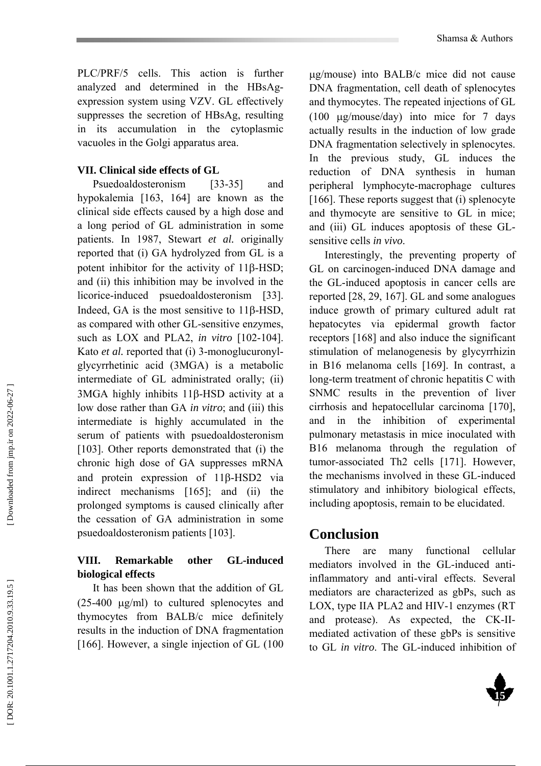PLC/PRF/5 cells. This action is further analyzed and determined in the HBsAg-expression system using VZV. GL effectively suppresses the secretion of HBsAg, resulting in its accumulation in the cytoplasmic vacuoles in the Golgi apparatus area.

### VII. Clinical side effects of GL

Psuedoaldosteronism [33-35] and hypokalemia [163, 164] are known as the clinical side effects caused by a high dose and a long period of GL administration in some patients. In 1987, Stewart *et al.* originally reported that (i) GA hydrolyzed from GL is a potent inhibitor for the activity of 11β-HSD; and (ii) this inhibition may be involved in the licorice-induced psuedoaldosteronism [33]. Indeed, GA is the most sensitive to 11β-HSD, as compared with other GL-sensitive enzymes, such as LOX and PLA2, *in vitro* [102-104]. Kato *et al.* reported that (i) 3-monoglucuronyl-glycyrrhetinic acid (3MGA) is a metabolic intermediate of GL administrated orally; (ii) 3MGA highly inhibits 11β-HSD activity at a low dose rather than GA *in vitro*; and (iii) this intermediate is highly accumulated in the serum of patients with psuedoaldosteronism [103]. Other reports demonstrated that (i) the chronic high dose of GA suppresses mRNA and protein expression of 11β-HSD2 via indirect mechanisms [165]; and (ii) the prolonged symptoms is caused clinically after the cessation of GA administration in some psuedoaldosteronism patients [103].

### VIII. Remarkable other GL-induced biological effects

It has been shown that the addition of GL (25-400 μg/ml) to cultured splenocytes and thymocytes from BALB/c mice definitely results in the induction of DNA fragmentation [166]. However, a single injection of GL (100 μg/mouse) into BALB/c mice did not cause DNA fragmentation, cell death of splenocytes and thymocytes. The repeated injections of GL (100 μg/mouse/day) into mice for 7 days actually results in the induction of low grade DNA fragmentation selectively in splenocytes. In the previous study, GL induces the reduction of DNA synthesis in human peripheral lymphocyte-macrophage cultures [166]. These reports suggest that (i) splenocyte and thymocyte are sensitive to GL in mice; and (iii) GL induces apoptosis of these GL-sensitive cells *in vivo*.

Interestingly, the preventing property of GL on carcinogen-induced DNA damage and the GL-induced apoptosis in cancer cells are reported [28, 29, 167]. GL and some analogues induce growth of primary cultured adult rat hepatocytes via epidermal growth factor receptors [168] and also induce the significant stimulation of melanogenesis by glycyrrhizin in B16 melanoma cells [169]. In contrast, a long-term treatment of chronic hepatitis C with SNMC results in the prevention of liver cirrhosis and hepatocellular carcinoma [170], and in the inhibition of experimental pulmonary metastasis in mice inoculated with B16 melanoma through the regulation of tumor-associated Th2 cells [171]. However, the mechanisms involved in these GL-induced stimulatory and inhibitory biological effects, including apoptosis, remain to be elucidated.

## Conclusion

There are many functional cellular mediators involved in the GL-induced anti-inflammatory and anti-viral effects. Several mediators are characterized as gbPs, such as LOX, type IIA PLA2 and HIV-1 enzymes (RT and protease). As expected, the CK-II-mediated activation of these gbPs is sensitive to GL *in vitro*. The GL-induced inhibition of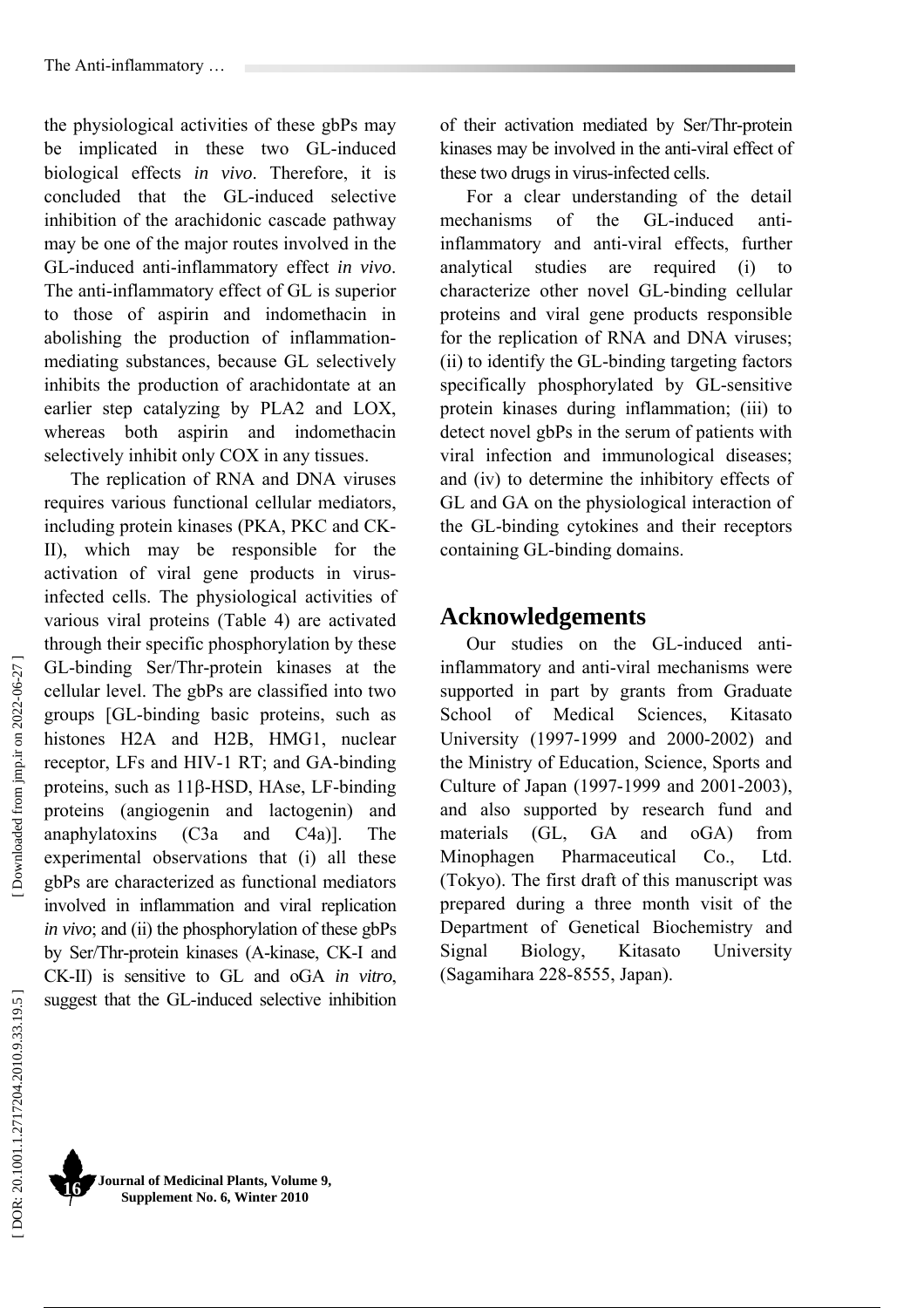the physiological activities of these gbPs may be implicated in these two GL-induced biological effects *in vivo*. Therefore, it is concluded that the GL-induced selective inhibition of the arachidonic cascade pathway may be one of the major routes involved in the GL-induced anti-inflammatory effect *in vivo*. The anti-inflammatory effect of GL is superior to those of aspirin and indomethacin in abolishing the production of inflammation-mediating substances, because GL selectively inhibits the production of arachidontate at an earlier step catalyzing by PLA2 and LOX, whereas both aspirin and indomethacin selectively inhibit only COX in any tissues.

The replication of RNA and DNA viruses requires various functional cellular mediators, including protein kinases (PKA, PKC and CK-II), which may be responsible for the activation of viral gene products in virus-infected cells. The physiological activities of various viral proteins (Table 4) are activated through their specific phosphorylation by these GL-binding Ser/Thr-protein kinases at the cellular level. The gbPs are classified into two groups [GL-binding basic proteins, such as histones H2A and H2B, HMG1, nuclear receptor, LFs and HIV-1 RT; and GA-binding proteins, such as 11β-HSD, HAse, LF-binding proteins (angiogenin and lactogenin) and anaphylatoxins (C3a and C4a)]. The experimental observations that (i) all these gbPs are characterized as functional mediators involved in inflammation and viral replication *in vivo*; and (ii) the phosphorylation of these gbPs by Ser/Thr-protein kinases (A-kinase, CK-I and CK-II) is sensitive to GL and oGA *in vitro*, suggest that the GL-induced selective inhibition of their activation mediated by Ser/Thr-protein kinases may be involved in the anti-viral effect of these two drugs in virus-infected cells.

For a clear understanding of the detail mechanisms of the GL-induced anti-inflammatory and anti-viral effects, further analytical studies are required (i) to characterize other novel GL-binding cellular proteins and viral gene products responsible for the replication of RNA and DNA viruses; (ii) to identify the GL-binding targeting factors specifically phosphorylated by GL-sensitive protein kinases during inflammation; (iii) to detect novel gbPs in the serum of patients with viral infection and immunological diseases; and (iv) to determine the inhibitory effects of GL and GA on the physiological interaction of the GL-binding cytokines and their receptors containing GL-binding domains.

## Acknowledgements

Our studies on the GL-induced anti-inflammatory and anti-viral mechanisms were supported in part by grants from Graduate School of Medical Sciences, Kitasato University (1997-1999 and 2000-2002) and the Ministry of Education, Science, Sports and Culture of Japan (1997-1999 and 2001-2003), and also supported by research fund and materials (GL, GA and oGA) from Minophagen Pharmaceutical Co., Ltd. (Tokyo). The first draft of this manuscript was prepared during a three month visit of the Department of Genetical Biochemistry and Signal Biology, Kitasato University (Sagamihara 228-8555, Japan).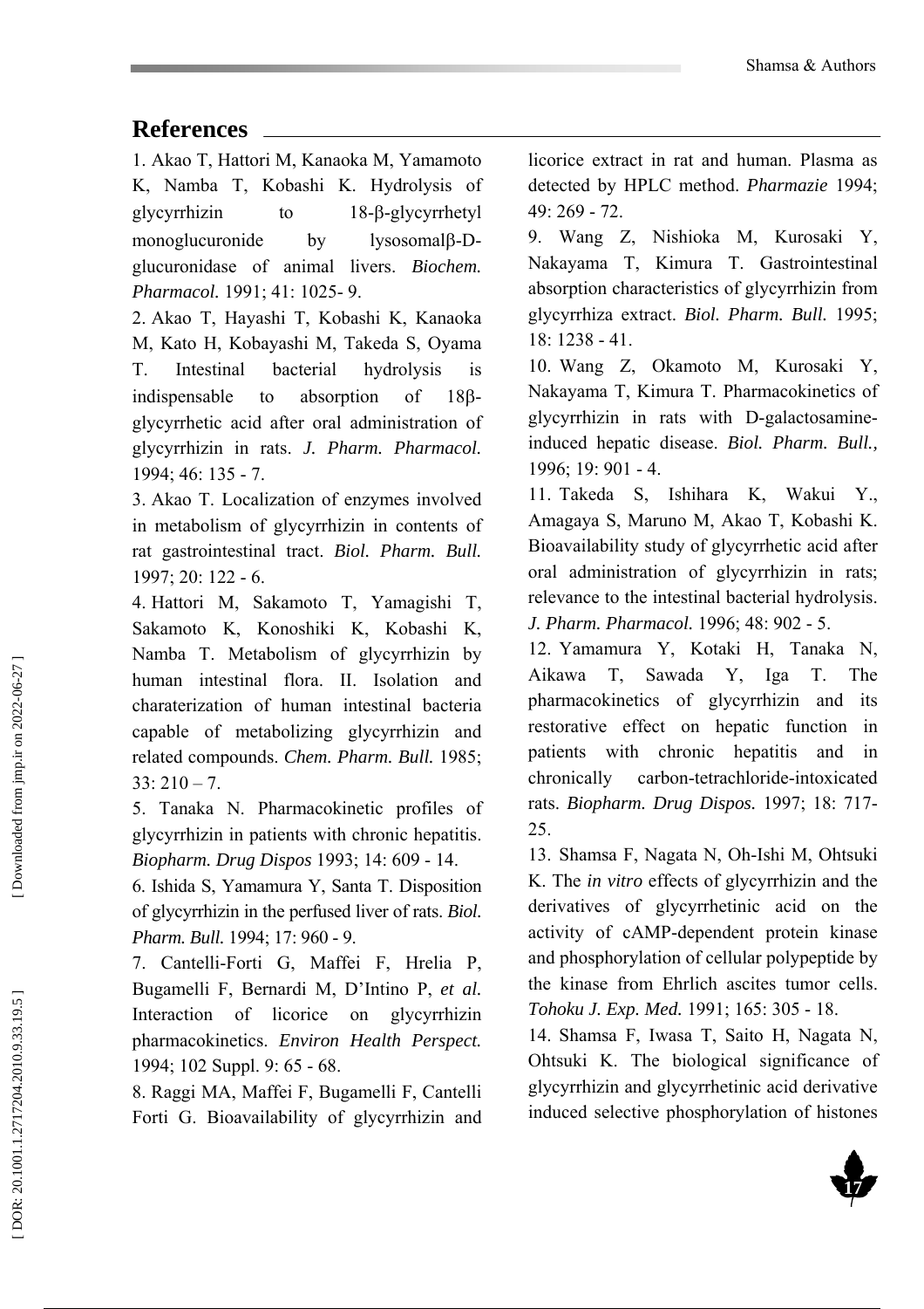## References

1. Akao T, Hattori M, Kanaoka M, Yamamoto K, Namba T, Kobashi K. Hydrolysis of glycyrrhizin to 18-β-glycyrrhetyl monoglucuronide by lysosomalβ-D-glucuronidase of animal livers. *Biochem. Pharmacol.* 1991; 41: 1025- 9.

2. Akao T, Hayashi T, Kobashi K, Kanaoka M, Kato H, Kobayashi M, Takeda S, Oyama T. Intestinal bacterial hydrolysis is indispensable to absorption of 18β-glycyrrhetic acid after oral administration of glycyrrhizin in rats. *J. Pharm. Pharmacol.* 1994; 46: 135 - 7.

3. Akao T. Localization of enzymes involved in metabolism of glycyrrhizin in contents of rat gastrointestinal tract. *Biol. Pharm. Bull.* 1997; 20: 122 - 6.

4. Hattori M, Sakamoto T, Yamagishi T, Sakamoto K, Konoshiki K, Kobashi K, Namba T. Metabolism of glycyrrhizin by human intestinal flora. II. Isolation and charaterization of human intestinal bacteria capable of metabolizing glycyrrhizin and related compounds. *Chem. Pharm. Bull.* 1985; 33: 210 – 7.

5. Tanaka N. Pharmacokinetic profiles of glycyrrhizin in patients with chronic hepatitis. *Biopharm. Drug Dispos* 1993; 14: 609 - 14.

6. Ishida S, Yamamura Y, Santa T. Disposition of glycyrrhizin in the perfused liver of rats. *Biol. Pharm. Bull.* 1994; 17: 960 - 9.

7. Cantelli-Forti G, Maffei F, Hrelia P, Bugamelli F, Bernardi M, D'Intino P, *et al.* Interaction of licorice on glycyrrhizin pharmacokinetics. *Environ Health Perspect.* 1994; 102 Suppl. 9: 65 - 68.

8. Raggi MA, Maffei F, Bugamelli F, Cantelli Forti G. Bioavailability of glycyrrhizin and licorice extract in rat and human. Plasma as detected by HPLC method. *Pharmazie* 1994; 49: 269 - 72.

9. Wang Z, Nishioka M, Kurosaki Y, Nakayama T, Kimura T. Gastrointestinal absorption characteristics of glycyrrhizin from glycyrrhiza extract. *Biol. Pharm. Bull.* 1995; 18: 1238 - 41.

10. Wang Z, Okamoto M, Kurosaki Y, Nakayama T, Kimura T. Pharmacokinetics of glycyrrhizin in rats with D-galactosamine-induced hepatic disease. *Biol. Pharm. Bull.,* 1996; 19: 901 - 4.

11. Takeda S, Ishihara K, Wakui Y., Amagaya S, Maruno M, Akao T, Kobashi K. Bioavailability study of glycyrrhetic acid after oral administration of glycyrrhizin in rats; relevance to the intestinal bacterial hydrolysis. *J. Pharm. Pharmacol.* 1996; 48: 902 - 5.

12. Yamamura Y, Kotaki H, Tanaka N, Aikawa T, Sawada Y, Iga T. The pharmacokinetics of glycyrrhizin and its restorative effect on hepatic function in patients with chronic hepatitis and in chronically carbon-tetrachloride-intoxicated rats. *Biopharm. Drug Dispos.* 1997; 18: 717-25.

13. Shamsa F, Nagata N, Oh-Ishi M, Ohtsuki K. The *in vitro* effects of glycyrrhizin and the derivatives of glycyrrhetinic acid on the activity of cAMP-dependent protein kinase and phosphorylation of cellular polypeptide by the kinase from Ehrlich ascites tumor cells. *Tohoku J. Exp. Med.* 1991; 165: 305 - 18.

14. Shamsa F, Iwasa T, Saito H, Nagata N, Ohtsuki K. The biological significance of glycyrrhizin and glycyrrhetinic acid derivative induced selective phosphorylation of histones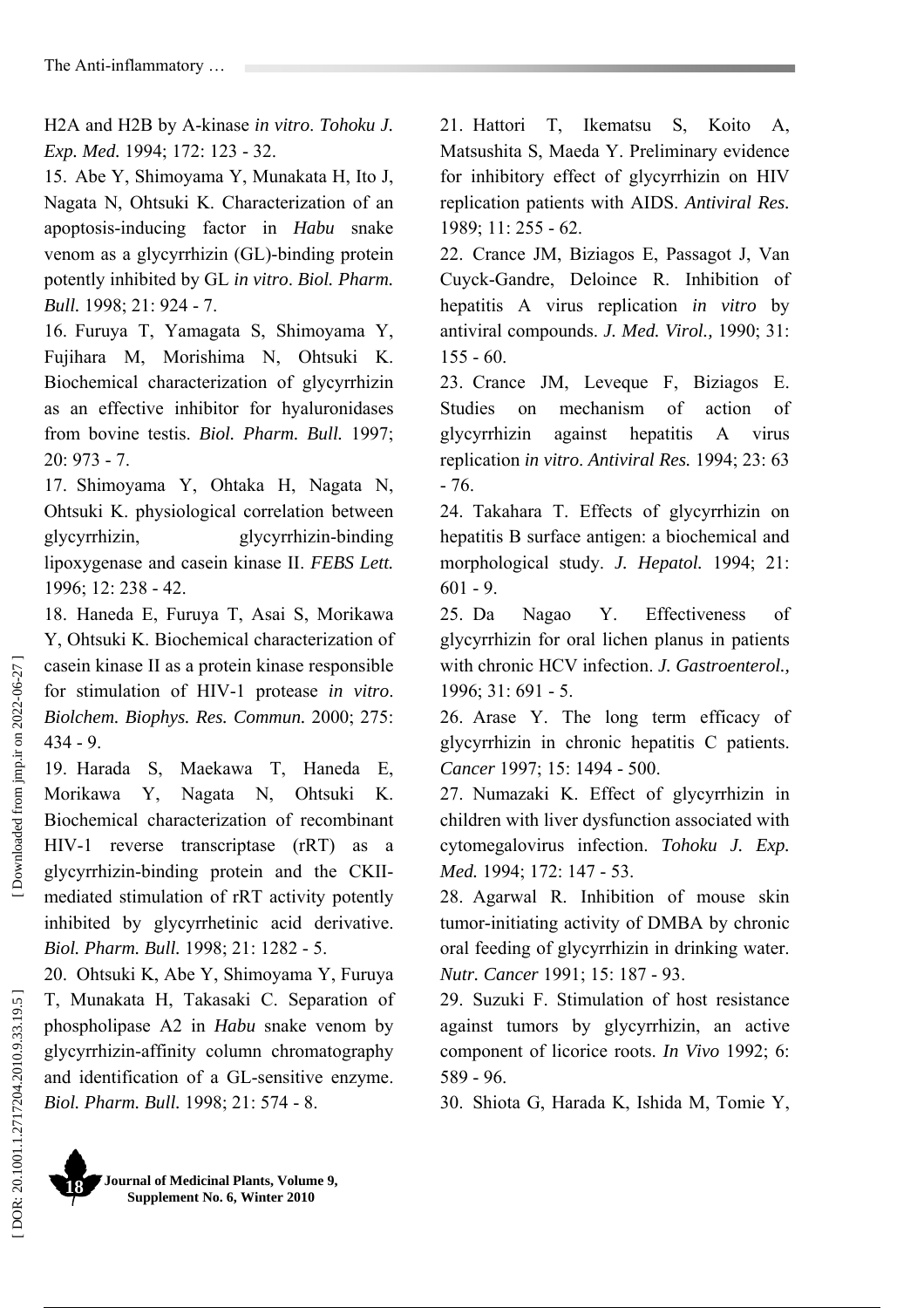H2A and H2B by A-kinase *in vitro*. *Tohoku J. Exp. Med.* 1994; 172: 123 - 32.

15. Abe Y, Shimoyama Y, Munakata H, Ito J, Nagata N, Ohtsuki K. Characterization of an apoptosis-inducing factor in *Habu* snake venom as a glycyrrhizin (GL)-binding protein potently inhibited by GL *in vitro*. *Biol. Pharm. Bull.* 1998; 21: 924 - 7.

16. Furuya T, Yamagata S, Shimoyama Y, Fujihara M, Morishima N, Ohtsuki K. Biochemical characterization of glycyrrhizin as an effective inhibitor for hyaluronidases from bovine testis. *Biol. Pharm. Bull.* 1997; 20: 973 - 7.

17. Shimoyama Y, Ohtaka H, Nagata N, Ohtsuki K. physiological correlation between glycyrrhizin, glycyrrhizin-binding lipoxygenase and casein kinase II. *FEBS Lett.* 1996; 12: 238 - 42.

18. Haneda E, Furuya T, Asai S, Morikawa Y, Ohtsuki K. Biochemical characterization of casein kinase II as a protein kinase responsible for stimulation of HIV-1 protease *in vitro*. *Biolchem. Biophys. Res. Commun.* 2000; 275: 434 - 9.

19. Harada S, Maekawa T, Haneda E, Morikawa Y, Nagata N, Ohtsuki K. Biochemical characterization of recombinant HIV-1 reverse transcriptase (rRT) as a glycyrrhizin-binding protein and the CKII-mediated stimulation of rRT activity potently inhibited by glycyrrhetinic acid derivative. *Biol. Pharm. Bull.* 1998; 21: 1282 - 5.

20. Ohtsuki K, Abe Y, Shimoyama Y, Furuya T, Munakata H, Takasaki C. Separation of phospholipase A2 in *Habu* snake venom by glycyrrhizin-affinity column chromatography and identification of a GL-sensitive enzyme. *Biol. Pharm. Bull.* 1998; 21: 574 - 8.

21. Hattori T, Ikematsu S, Koito A, Matsushita S, Maeda Y. Preliminary evidence for inhibitory effect of glycyrrhizin on HIV replication patients with AIDS. *Antiviral Res.* 1989; 11: 255 - 62.

22. Crance JM, Biziagos E, Passagot J, Van Cuyck-Gandre, Deloince R. Inhibition of hepatitis A virus replication *in vitro* by antiviral compounds. *J. Med. Virol.,* 1990; 31: 155 - 60.

23. Crance JM, Leveque F, Biziagos E. Studies on mechanism of action of glycyrrhizin against hepatitis A virus replication *in vitro*. *Antiviral Res.* 1994; 23: 63 - 76.

24. Takahara T. Effects of glycyrrhizin on hepatitis B surface antigen: a biochemical and morphological study. *J. Hepatol.* 1994; 21: 601 - 9.

25. Da Nagao Y. Effectiveness of glycyrrhizin for oral lichen planus in patients with chronic HCV infection. *J. Gastroenterol.,* 1996; 31: 691 - 5.

26. Arase Y. The long term efficacy of glycyrrhizin in chronic hepatitis C patients. *Cancer* 1997; 15: 1494 - 500.

27. Numazaki K. Effect of glycyrrhizin in children with liver dysfunction associated with cytomegalovirus infection. *Tohoku J. Exp. Med.* 1994; 172: 147 - 53.

28. Agarwal R. Inhibition of mouse skin tumor-initiating activity of DMBA by chronic oral feeding of glycyrrhizin in drinking water. *Nutr. Cancer* 1991; 15: 187 - 93.

29. Suzuki F. Stimulation of host resistance against tumors by glycyrrhizin, an active component of licorice roots. *In Vivo* 1992; 6: 589 - 96.

30. Shiota G, Harada K, Ishida M, Tomie Y,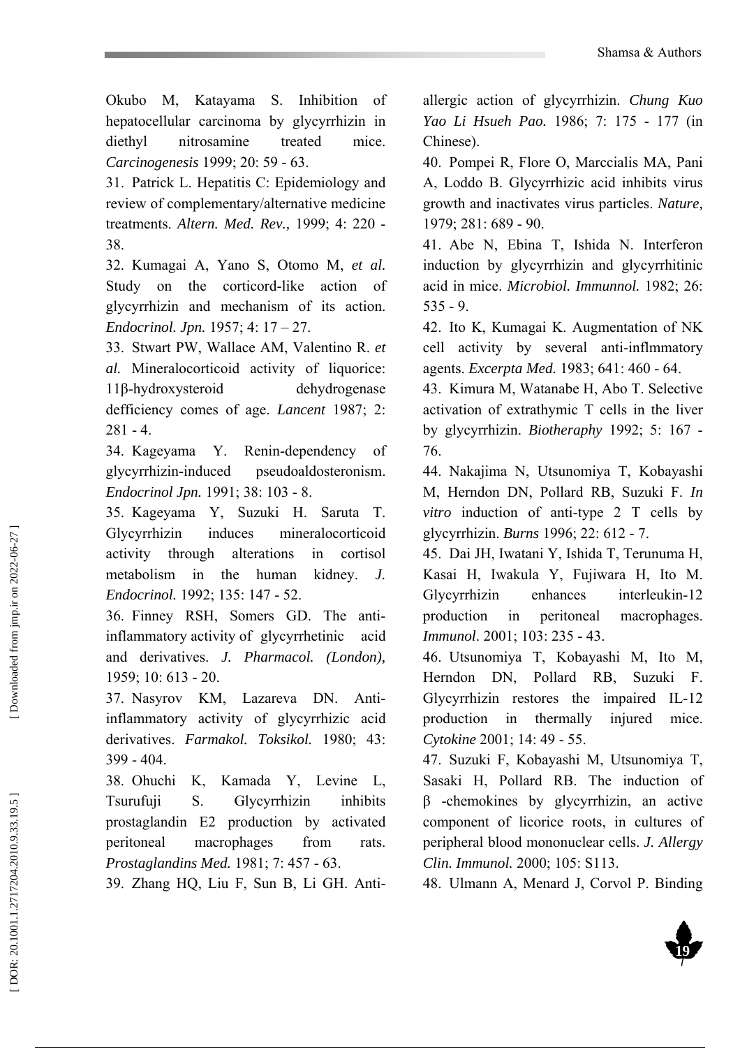Okubo M, Katayama S. Inhibition of hepatocellular carcinoma by glycyrrhizin in diethyl nitrosamine treated mice. *Carcinogenesis* 1999; 20: 59 - 63.

31. Patrick L. Hepatitis C: Epidemiology and review of complementary/alternative medicine treatments. *Altern. Med. Rev.,* 1999; 4: 220 - 38.

32. Kumagai A, Yano S, Otomo M, *et al.* Study on the corticord-like action of glycyrrhizin and mechanism of its action. *Endocrinol. Jpn.* 1957; 4: 17 – 27.

33. Stwart PW, Wallace AM, Valentino R. *et al.* Mineralocorticoid activity of liquorice: 11β-hydroxysteroid dehydrogenase defficiency comes of age. *Lancent* 1987; 2: 281 - 4.

34. Kageyama Y. Renin-dependency of glycyrrhizin-induced pseudoaldosteronism. *Endocrinol Jpn.* 1991; 38: 103 - 8.

35. Kageyama Y, Suzuki H. Saruta T. Glycyrrhizin induces mineralocorticoid activity through alterations in cortisol metabolism in the human kidney. *J. Endocrinol.* 1992; 135: 147 - 52.

36. Finney RSH, Somers GD. The anti-inflammatory activity of glycyrrhetinic acid and derivatives. *J. Pharmacol. (London),* 1959; 10: 613 - 20.

37. Nasyrov KM, Lazareva DN. Anti-inflammatory activity of glycyrrhizic acid derivatives. *Farmakol. Toksikol.* 1980; 43: 399 - 404.

38. Ohuchi K, Kamada Y, Levine L, Tsurufuji S. Glycyrrhizin inhibits prostaglandin E2 production by activated peritoneal macrophages from rats. *Prostaglandins Med.* 1981; 7: 457 - 63.

39. Zhang HQ, Liu F, Sun B, Li GH. Anti-allergic action of glycyrrhizin. *Chung Kuo Yao Li Hsueh Pao.* 1986; 7: 175 - 177 (in Chinese).

40. Pompei R, Flore O, Marccialis MA, Pani A, Loddo B. Glycyrrhizic acid inhibits virus growth and inactivates virus particles. *Nature,* 1979; 281: 689 - 90.

41. Abe N, Ebina T, Ishida N. Interferon induction by glycyrrhizin and glycyrrhitinic acid in mice. *Microbiol. Immunnol.* 1982; 26: 535 - 9.

42. Ito K, Kumagai K. Augmentation of NK cell activity by several anti-inflmmatory agents. *Excerpta Med.* 1983; 641: 460 - 64.

43. Kimura M, Watanabe H, Abo T. Selective activation of extrathymic T cells in the liver by glycyrrhizin. *Biotheraphy* 1992; 5: 167 - 76.

44. Nakajima N, Utsunomiya T, Kobayashi M, Herndon DN, Pollard RB, Suzuki F. *In vitro* induction of anti-type 2 T cells by glycyrrhizin. *Burns* 1996; 22: 612 - 7.

45. Dai JH, Iwatani Y, Ishida T, Terunuma H, Kasai H, Iwakula Y, Fujiwara H, Ito M. Glycyrrhizin enhances interleukin-12 production in peritoneal macrophages. *Immunol*. 2001; 103: 235 - 43.

46. Utsunomiya T, Kobayashi M, Ito M, Herndon DN, Pollard RB, Suzuki F. Glycyrrhizin restores the impaired IL-12 production in thermally injured mice. *Cytokine* 2001; 14: 49 - 55.

47. Suzuki F, Kobayashi M, Utsunomiya T, Sasaki H, Pollard RB. The induction of β -chemokines by glycyrrhizin, an active component of licorice roots, in cultures of peripheral blood mononuclear cells. *J. Allergy Clin. Immunol.* 2000; 105: S113.

48. Ulmann A, Menard J, Corvol P. Binding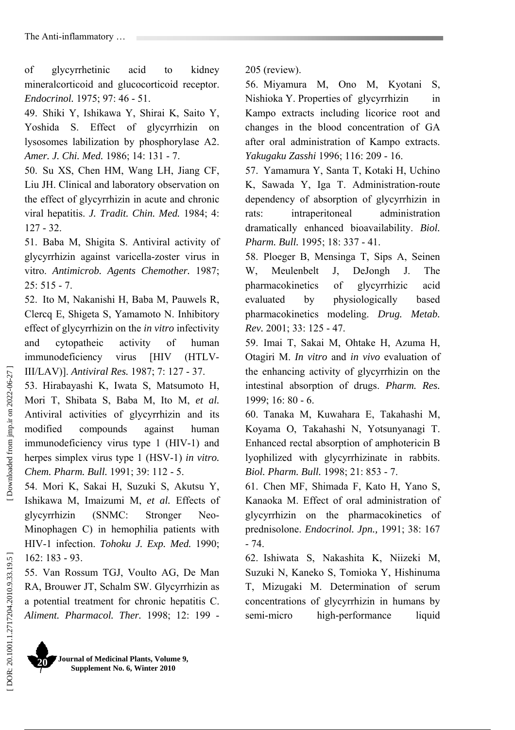of glycyrrhetinic acid to kidney mineralcorticoid and glucocorticoid receptor. *Endocrinol.* 1975; 97: 46 - 51.

49. Shiki Y, Ishikawa Y, Shirai K, Saito Y, Yoshida S. Effect of glycyrrhizin on lysosomes labilization by phosphorylase A2. *Amer. J. Chi. Med.* 1986; 14: 131 - 7.

50. Su XS, Chen HM, Wang LH, Jiang CF, Liu JH. Clinical and laboratory observation on the effect of glycyrrhizin in acute and chronic viral hepatitis. *J. Tradit. Chin. Med.* 1984; 4: 127 - 32.

51. Baba M, Shigita S. Antiviral activity of glycyrrhizin against varicella-zoster virus in vitro. *Antimicrob. Agents Chemother.* 1987; 25: 515 - 7.

52. Ito M, Nakanishi H, Baba M, Pauwels R, Clercq E, Shigeta S, Yamamoto N. Inhibitory effect of glycyrrhizin on the *in vitro* infectivity and cytopatheic activity of human immunodeficiency virus [HIV (HTLV-III/LAV)]. *Antiviral Res.* 1987; 7: 127 - 37.

53. Hirabayashi K, Iwata S, Matsumoto H, Mori T, Shibata S, Baba M, Ito M, *et al.* Antiviral activities of glycyrrhizin and its modified compounds against human immunodeficiency virus type 1 (HIV-1) and herpes simplex virus type 1 (HSV-1) *in vitro. Chem. Pharm. Bull.* 1991; 39: 112 - 5.

54. Mori K, Sakai H, Suzuki S, Akutsu Y, Ishikawa M, Imaizumi M, *et al.* Effects of glycyrrhizin (SNMC: Stronger Neo-Minophagen C) in hemophilia patients with HIV-1 infection. *Tohoku J. Exp. Med.* 1990; 162: 183 - 93.

55. Van Rossum TGJ, Voulto AG, De Man RA, Brouwer JT, Schalm SW. Glycyrrhizin as a potential treatment for chronic hepatitis C. *Aliment. Pharmacol. Ther.* 1998; 12: 199 - 205 (review).

56. Miyamura M, Ono M, Kyotani S, Nishioka Y. Properties of glycyrrhizin in Kampo extracts including licorice root and changes in the blood concentration of GA after oral administration of Kampo extracts. *Yakugaku Zasshi* 1996; 116: 209 - 16.

57. Yamamura Y, Santa T, Kotaki H, Uchino K, Sawada Y, Iga T. Administration-route dependency of absorption of glycyrrhizin in rats: intraperitoneal administration dramatically enhanced bioavailability. *Biol. Pharm. Bull.* 1995; 18: 337 - 41.

58. Ploeger B, Mensinga T, Sips A, Seinen W, Meulenbelt J, DeJongh J. The pharmacokinetics of glycyrrhizic acid evaluated by physiologically based pharmacokinetics modeling. *Drug. Metab. Rev.* 2001; 33: 125 - 47.

59. Imai T, Sakai M, Ohtake H, Azuma H, Otagiri M. *In vitro* and *in vivo* evaluation of the enhancing activity of glycyrrhizin on the intestinal absorption of drugs. *Pharm. Res.* 1999; 16: 80 - 6.

60. Tanaka M, Kuwahara E, Takahashi M, Koyama O, Takahashi N, Yotsunyanagi T. Enhanced rectal absorption of amphotericin B lyophilized with glycyrrhizinate in rabbits. *Biol. Pharm. Bull.* 1998; 21: 853 - 7.

61. Chen MF, Shimada F, Kato H, Yano S, Kanaoka M. Effect of oral administration of glycyrrhizin on the pharmacokinetics of prednisolone. *Endocrinol. Jpn.,* 1991; 38: 167 - 74.

62. Ishiwata S, Nakashita K, Niizeki M, Suzuki N, Kaneko S, Tomioka Y, Hishinuma T, Mizugaki M. Determination of serum concentrations of glycyrrhizin in humans by semi-micro high-performance liquid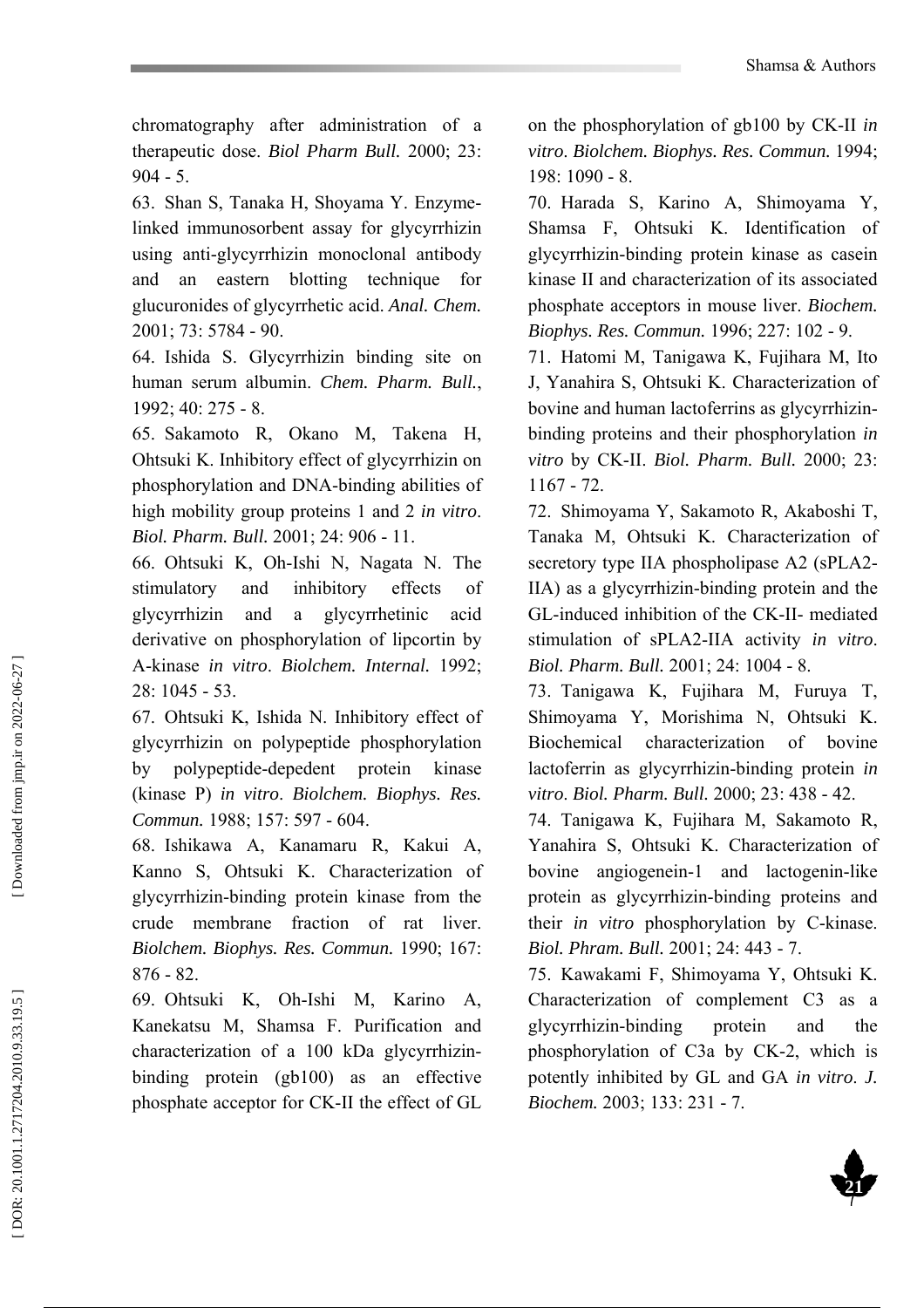chromatography after administration of a therapeutic dose. *Biol Pharm Bull.* 2000; 23: 904 - 5.

63. Shan S, Tanaka H, Shoyama Y. Enzyme-linked immunosorbent assay for glycyrrhizin using anti-glycyrrhizin monoclonal antibody and an eastern blotting technique for glucuronides of glycyrrhetic acid. *Anal. Chem.* 2001; 73: 5784 - 90.

64. Ishida S. Glycyrrhizin binding site on human serum albumin. *Chem. Pharm. Bull.*, 1992; 40: 275 - 8.

65. Sakamoto R, Okano M, Takena H, Ohtsuki K. Inhibitory effect of glycyrrhizin on phosphorylation and DNA-binding abilities of high mobility group proteins 1 and 2 *in vitro*. *Biol. Pharm. Bull.* 2001; 24: 906 - 11.

66. Ohtsuki K, Oh-Ishi N, Nagata N. The stimulatory and inhibitory effects of glycyrrhizin and a glycyrrhetinic acid derivative on phosphorylation of lipcortin by A-kinase *in vitro*. *Biolchem. Internal.* 1992; 28: 1045 - 53.

67. Ohtsuki K, Ishida N. Inhibitory effect of glycyrrhizin on polypeptide phosphorylation by polypeptide-depedent protein kinase (kinase P) *in vitro*. *Biolchem. Biophys. Res. Commun.* 1988; 157: 597 - 604.

68. Ishikawa A, Kanamaru R, Kakui A, Kanno S, Ohtsuki K. Characterization of glycyrrhizin-binding protein kinase from the crude membrane fraction of rat liver. *Biolchem. Biophys. Res. Commun.* 1990; 167: 876 - 82.

69. Ohtsuki K, Oh-Ishi M, Karino A, Kanekatsu M, Shamsa F. Purification and characterization of a 100 kDa glycyrrhizin-binding protein (gb100) as an effective phosphate acceptor for CK-II the effect of GL on the phosphorylation of gb100 by CK-II *in vitro*. *Biolchem. Biophys. Res. Commun.* 1994; 198: 1090 - 8.

70. Harada S, Karino A, Shimoyama Y, Shamsa F, Ohtsuki K. Identification of glycyrrhizin-binding protein kinase as casein kinase II and characterization of its associated phosphate acceptors in mouse liver. *Biochem. Biophys. Res. Commun.* 1996; 227: 102 - 9.

71. Hatomi M, Tanigawa K, Fujihara M, Ito J, Yanahira S, Ohtsuki K. Characterization of bovine and human lactoferrins as glycyrrhizin-binding proteins and their phosphorylation *in vitro* by CK-II. *Biol. Pharm. Bull.* 2000; 23: 1167 - 72.

72. Shimoyama Y, Sakamoto R, Akaboshi T, Tanaka M, Ohtsuki K. Characterization of secretory type IIA phospholipase A2 (sPLA2-IIA) as a glycyrrhizin-binding protein and the GL-induced inhibition of the CK-II- mediated stimulation of sPLA2-IIA activity *in vitro*. *Biol. Pharm. Bull.* 2001; 24: 1004 - 8.

73. Tanigawa K, Fujihara M, Furuya T, Shimoyama Y, Morishima N, Ohtsuki K. Biochemical characterization of bovine lactoferrin as glycyrrhizin-binding protein *in vitro*. *Biol. Pharm. Bull.* 2000; 23: 438 - 42.

74. Tanigawa K, Fujihara M, Sakamoto R, Yanahira S, Ohtsuki K. Characterization of bovine angiogenein-1 and lactogenin-like protein as glycyrrhizin-binding proteins and their *in vitro* phosphorylation by C-kinase. *Biol. Phram. Bull.* 2001; 24: 443 - 7.

75. Kawakami F, Shimoyama Y, Ohtsuki K. Characterization of complement C3 as a glycyrrhizin-binding protein and the phosphorylation of C3a by CK-2, which is potently inhibited by GL and GA *in vitro*. *J. Biochem.* 2003; 133: 231 - 7.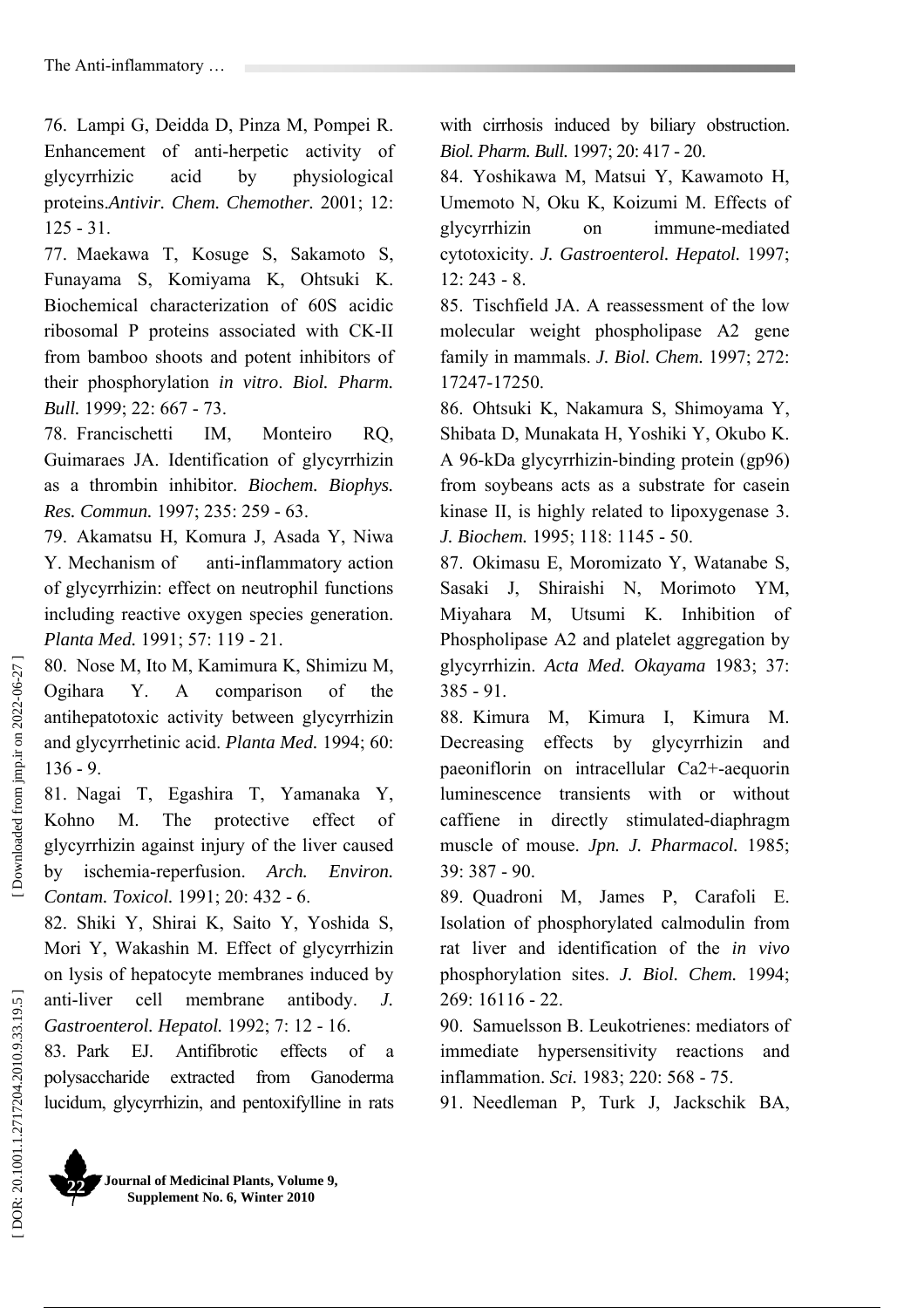76. Lampi G, Deidda D, Pinza M, Pompei R. Enhancement of anti-herpetic activity of glycyrrhizic acid by physiological proteins.*Antivir. Chem. Chemother.* 2001; 12: 125 - 31.

77. Maekawa T, Kosuge S, Sakamoto S, Funayama S, Komiyama K, Ohtsuki K. Biochemical characterization of 60S acidic ribosomal P proteins associated with CK-II from bamboo shoots and potent inhibitors of their phosphorylation *in vitro*. *Biol. Pharm. Bull.* 1999; 22: 667 - 73.

78. Francischetti IM, Monteiro RQ, Guimaraes JA. Identification of glycyrrhizin as a thrombin inhibitor. *Biochem. Biophys. Res. Commun.* 1997; 235: 259 - 63.

79. Akamatsu H, Komura J, Asada Y, Niwa Y. Mechanism of anti-inflammatory action of glycyrrhizin: effect on neutrophil functions including reactive oxygen species generation. *Planta Med.* 1991; 57: 119 - 21.

80. Nose M, Ito M, Kamimura K, Shimizu M, Ogihara Y. A comparison of the antihepatotoxic activity between glycyrrhizin and glycyrrhetinic acid. *Planta Med.* 1994; 60: 136 - 9.

81. Nagai T, Egashira T, Yamanaka Y, Kohno M. The protective effect of glycyrrhizin against injury of the liver caused by ischemia-reperfusion. *Arch. Environ. Contam. Toxicol.* 1991; 20: 432 - 6.

82. Shiki Y, Shirai K, Saito Y, Yoshida S, Mori Y, Wakashin M. Effect of glycyrrhizin on lysis of hepatocyte membranes induced by anti-liver cell membrane antibody. *J. Gastroenterol. Hepatol.* 1992; 7: 12 - 16.

83. Park EJ. Antifibrotic effects of a polysaccharide extracted from Ganoderma lucidum, glycyrrhizin, and pentoxifylline in rats with cirrhosis induced by biliary obstruction. *Biol. Pharm. Bull.* 1997; 20: 417 - 20.

84. Yoshikawa M, Matsui Y, Kawamoto H, Umemoto N, Oku K, Koizumi M. Effects of glycyrrhizin on immune-mediated cytotoxicity. *J. Gastroenterol. Hepatol.* 1997; 12: 243 - 8.

85. Tischfield JA. A reassessment of the low molecular weight phospholipase A2 gene family in mammals. *J. Biol. Chem.* 1997; 272: 17247-17250.

86. Ohtsuki K, Nakamura S, Shimoyama Y, Shibata D, Munakata H, Yoshiki Y, Okubo K. A 96-kDa glycyrrhizin-binding protein (gp96) from soybeans acts as a substrate for casein kinase II, is highly related to lipoxygenase 3. *J. Biochem.* 1995; 118: 1145 - 50.

87. Okimasu E, Moromizato Y, Watanabe S, Sasaki J, Shiraishi N, Morimoto YM, Miyahara M, Utsumi K. Inhibition of Phospholipase A2 and platelet aggregation by glycyrrhizin. *Acta Med. Okayama* 1983; 37: 385 - 91.

88. Kimura M, Kimura I, Kimura M. Decreasing effects by glycyrrhizin and paeoniflorin on intracellular Ca2+-aequorin luminescence transients with or without caffiene in directly stimulated-diaphragm muscle of mouse. *Jpn. J. Pharmacol.* 1985; 39: 387 - 90.

89. Quadroni M, James P, Carafoli E. Isolation of phosphorylated calmodulin from rat liver and identification of the *in vivo* phosphorylation sites. *J. Biol. Chem.* 1994; 269: 16116 - 22.

90. Samuelsson B. Leukotrienes: mediators of immediate hypersensitivity reactions and inflammation. *Sci.* 1983; 220: 568 - 75.

91. Needleman P, Turk J, Jackschik BA,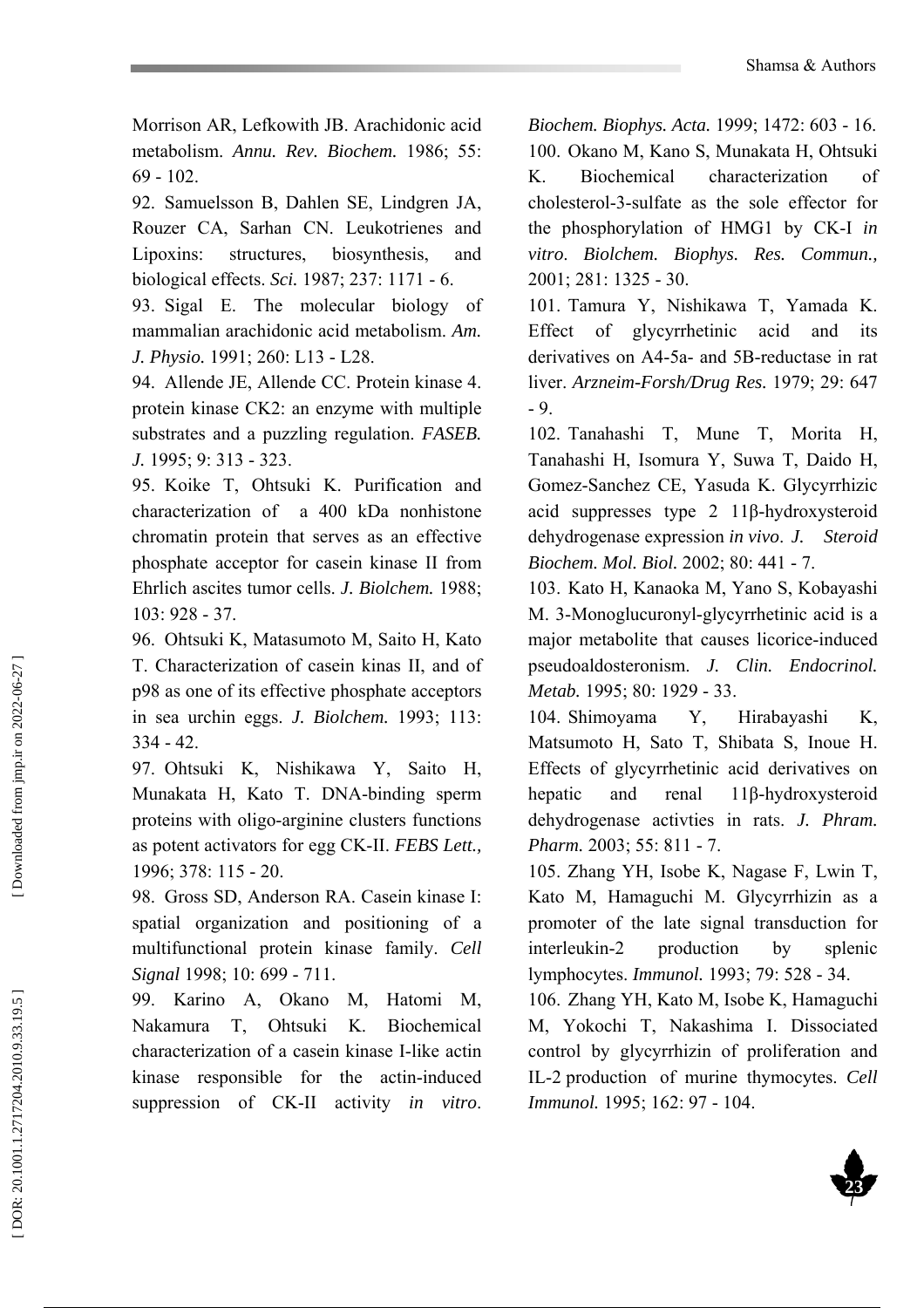Morrison AR, Lefkowith JB. Arachidonic acid metabolism. *Annu. Rev. Biochem.* 1986; 55: 69 - 102.

92. Samuelsson B, Dahlen SE, Lindgren JA, Rouzer CA, Sarhan CN. Leukotrienes and Lipoxins: structures, biosynthesis, and biological effects. *Sci.* 1987; 237: 1171 - 6.

93. Sigal E. The molecular biology of mammalian arachidonic acid metabolism. *Am. J. Physio.* 1991; 260: L13 - L28.

94. Allende JE, Allende CC. Protein kinase 4. protein kinase CK2: an enzyme with multiple substrates and a puzzling regulation. *FASEB. J.* 1995; 9: 313 - 323.

95. Koike T, Ohtsuki K. Purification and characterization of a 400 kDa nonhistone chromatin protein that serves as an effective phosphate acceptor for casein kinase II from Ehrlich ascites tumor cells. *J. Biolchem.* 1988; 103: 928 - 37.

96. Ohtsuki K, Matasumoto M, Saito H, Kato T. Characterization of casein kinas II, and of p98 as one of its effective phosphate acceptors in sea urchin eggs. *J. Biolchem.* 1993; 113: 334 - 42.

97. Ohtsuki K, Nishikawa Y, Saito H, Munakata H, Kato T. DNA-binding sperm proteins with oligo-arginine clusters functions as potent activators for egg CK-II. *FEBS Lett.,* 1996; 378: 115 - 20.

98. Gross SD, Anderson RA. Casein kinase I: spatial organization and positioning of a multifunctional protein kinase family. *Cell Signal* 1998; 10: 699 - 711.

99. Karino A, Okano M, Hatomi M, Nakamura T, Ohtsuki K. Biochemical characterization of a casein kinase I-like actin kinase responsible for the actin-induced suppression of CK-II activity *in vitro*. *Biochem. Biophys. Acta.* 1999; 1472: 603 - 16.

100. Okano M, Kano S, Munakata H, Ohtsuki K. Biochemical characterization of cholesterol-3-sulfate as the sole effector for the phosphorylation of HMG1 by CK-I *in vitro*. *Biolchem. Biophys. Res. Commun.,* 2001; 281: 1325 - 30.

101. Tamura Y, Nishikawa T, Yamada K. Effect of glycyrrhetinic acid and its derivatives on A4-5a- and 5B-reductase in rat liver. *Arzneim-Forsh/Drug Res.* 1979; 29: 647 - 9.

102. Tanahashi T, Mune T, Morita H, Tanahashi H, Isomura Y, Suwa T, Daido H, Gomez-Sanchez CE, Yasuda K. Glycyrrhizic acid suppresses type 2 11β-hydroxysteroid dehydrogenase expression *in vivo*. *J. Steroid Biochem. Mol. Biol.* 2002; 80: 441 - 7.

103. Kato H, Kanaoka M, Yano S, Kobayashi M. 3-Monoglucuronyl-glycyrrhetinic acid is a major metabolite that causes licorice-induced pseudoaldosteronism. *J. Clin. Endocrinol. Metab.* 1995; 80: 1929 - 33.

104. Shimoyama Y, Hirabayashi K, Matsumoto H, Sato T, Shibata S, Inoue H. Effects of glycyrrhetinic acid derivatives on hepatic and renal 11β-hydroxysteroid dehydrogenase activties in rats. *J. Phram. Pharm.* 2003; 55: 811 - 7.

105. Zhang YH, Isobe K, Nagase F, Lwin T, Kato M, Hamaguchi M. Glycyrrhizin as a promoter of the late signal transduction for interleukin-2 production by splenic lymphocytes. *Immunol.* 1993; 79: 528 - 34.

106. Zhang YH, Kato M, Isobe K, Hamaguchi M, Yokochi T, Nakashima I. Dissociated control by glycyrrhizin of proliferation and IL-2 production of murine thymocytes. *Cell Immunol.* 1995; 162: 97 - 104.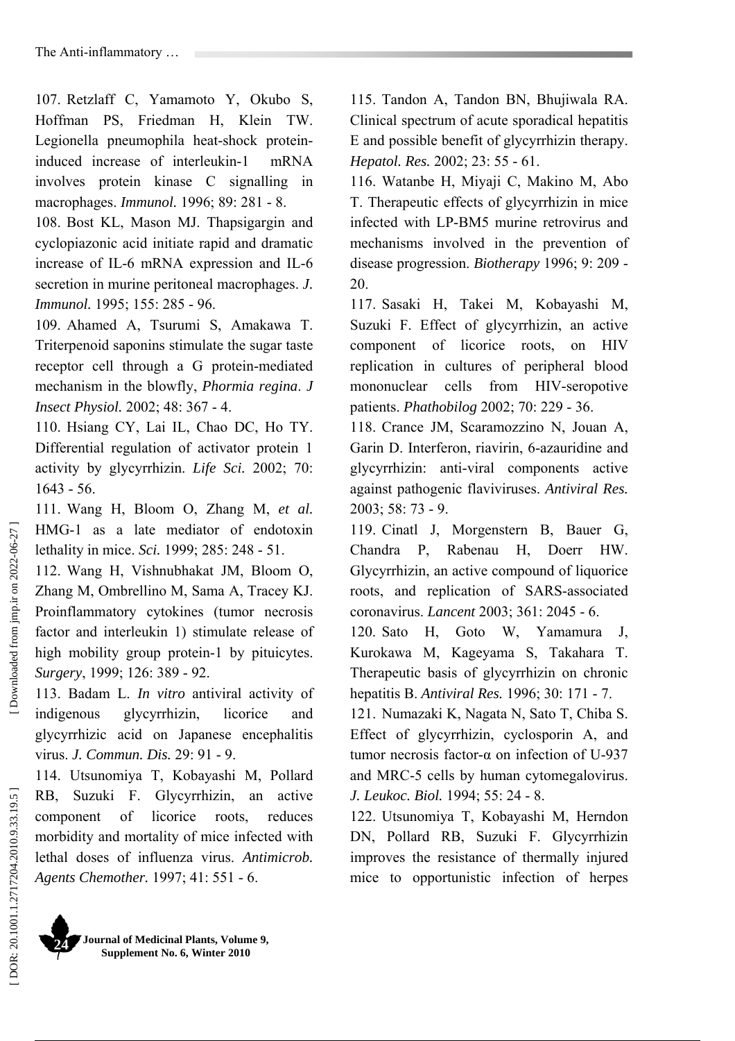107. Retzlaff C, Yamamoto Y, Okubo S, Hoffman PS, Friedman H, Klein TW. Legionella pneumophila heat-shock protein-induced increase of interleukin-1 mRNA involves protein kinase C signalling in macrophages. *Immunol.* 1996; 89: 281 - 8.

108. Bost KL, Mason MJ. Thapsigargin and cyclopiazonic acid initiate rapid and dramatic increase of IL-6 mRNA expression and IL-6 secretion in murine peritoneal macrophages. *J. Immunol.* 1995; 155: 285 - 96.

109. Ahamed A, Tsurumi S, Amakawa T. Triterpenoid saponins stimulate the sugar taste receptor cell through a G protein-mediated mechanism in the blowfly, *Phormia regina*. *J Insect Physiol.* 2002; 48: 367 - 4.

110. Hsiang CY, Lai IL, Chao DC, Ho TY. Differential regulation of activator protein 1 activity by glycyrrhizin. *Life Sci.* 2002; 70: 1643 - 56.

111. Wang H, Bloom O, Zhang M, *et al.* HMG-1 as a late mediator of endotoxin lethality in mice. *Sci.* 1999; 285: 248 - 51.

112. Wang H, Vishnubhakat JM, Bloom O, Zhang M, Ombrellino M, Sama A, Tracey KJ. Proinflammatory cytokines (tumor necrosis factor and interleukin 1) stimulate release of high mobility group protein-1 by pituicytes. *Surgery*, 1999; 126: 389 - 92.

113. Badam L. *In vitro* antiviral activity of indigenous glycyrrhizin, licorice and glycyrrhizic acid on Japanese encephalitis virus. *J. Commun. Dis.* 29: 91 - 9.

114. Utsunomiya T, Kobayashi M, Pollard RB, Suzuki F. Glycyrrhizin, an active component of licorice roots, reduces morbidity and mortality of mice infected with lethal doses of influenza virus. *Antimicrob. Agents Chemother.* 1997; 41: 551 - 6.

115. Tandon A, Tandon BN, Bhujiwala RA. Clinical spectrum of acute sporadical hepatitis E and possible benefit of glycyrrhizin therapy. *Hepatol. Res.* 2002; 23: 55 - 61.

116. Watanbe H, Miyaji C, Makino M, Abo T. Therapeutic effects of glycyrrhizin in mice infected with LP-BM5 murine retrovirus and mechanisms involved in the prevention of disease progression. *Biotherapy* 1996; 9: 209 - 20.

117. Sasaki H, Takei M, Kobayashi M, Suzuki F. Effect of glycyrrhizin, an active component of licorice roots, on HIV replication in cultures of peripheral blood mononuclear cells from HIV-seropotive patients. *Phathobilog* 2002; 70: 229 - 36.

118. Crance JM, Scaramozzino N, Jouan A, Garin D. Interferon, riavirin, 6-azauridine and glycyrrhizin: anti-viral components active against pathogenic flaviviruses. *Antiviral Res.* 2003; 58: 73 - 9.

119. Cinatl J, Morgenstern B, Bauer G, Chandra P, Rabenau H, Doerr HW. Glycyrrhizin, an active compound of liquorice roots, and replication of SARS-associated coronavirus. *Lancent* 2003; 361: 2045 - 6.

120. Sato H, Goto W, Yamamura J, Kurokawa M, Kageyama S, Takahara T. Therapeutic basis of glycyrrhizin on chronic hepatitis B. *Antiviral Res.* 1996; 30: 171 - 7.

121. Numazaki K, Nagata N, Sato T, Chiba S. Effect of glycyrrhizin, cyclosporin A, and tumor necrosis factor-α on infection of U-937 and MRC-5 cells by human cytomegalovirus. *J. Leukoc. Biol.* 1994; 55: 24 - 8.

122. Utsunomiya T, Kobayashi M, Herndon DN, Pollard RB, Suzuki F. Glycyrrhizin improves the resistance of thermally injured mice to opportunistic infection of herpes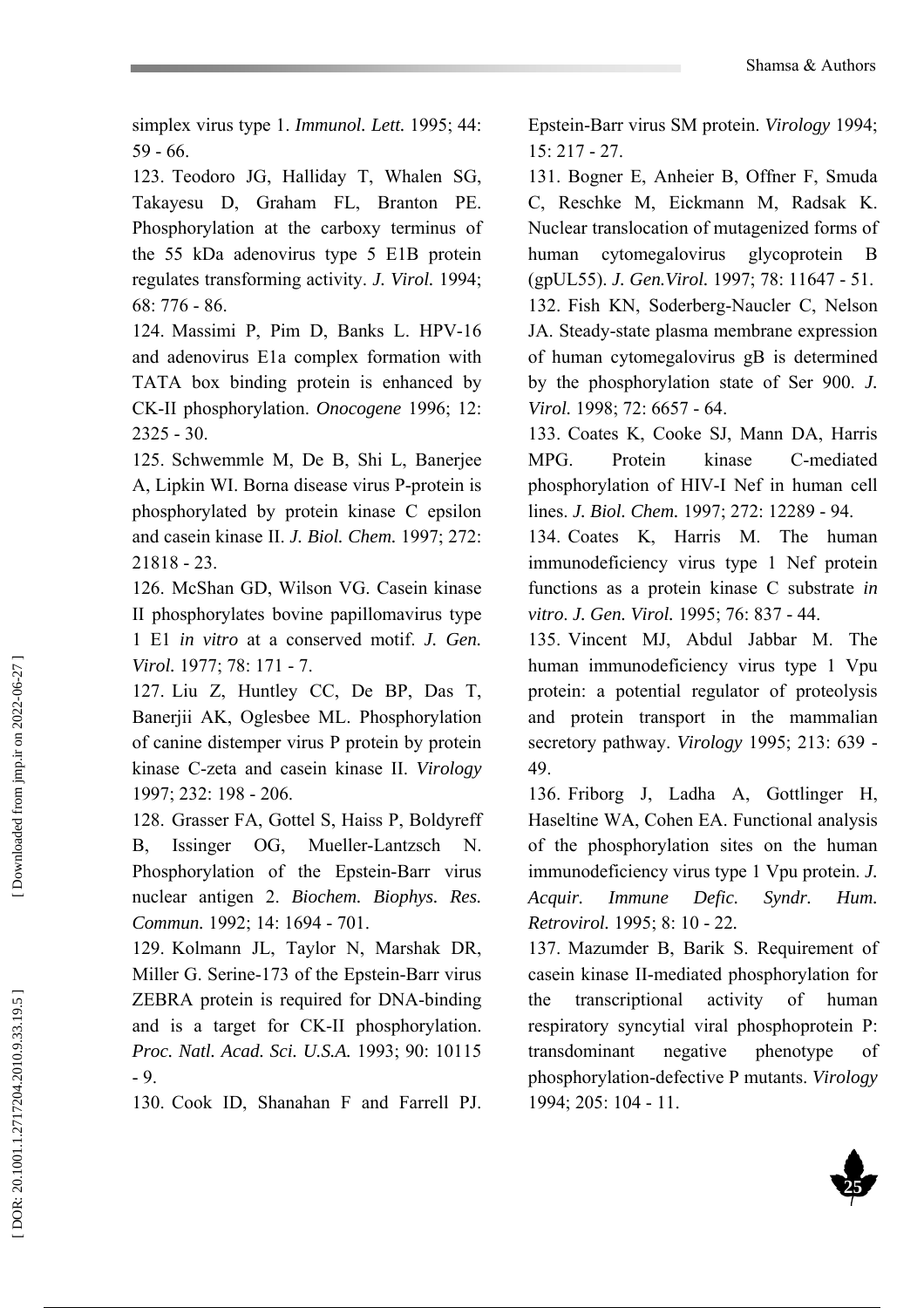simplex virus type 1. *Immunol. Lett.* 1995; 44: 59 - 66.

123. Teodoro JG, Halliday T, Whalen SG, Takayesu D, Graham FL, Branton PE. Phosphorylation at the carboxy terminus of the 55 kDa adenovirus type 5 E1B protein regulates transforming activity. *J. Virol.* 1994; 68: 776 - 86.

124. Massimi P, Pim D, Banks L. HPV-16 and adenovirus E1a complex formation with TATA box binding protein is enhanced by CK-II phosphorylation. *Onocogene* 1996; 12: 2325 - 30.

125. Schwemmle M, De B, Shi L, Banerjee A, Lipkin WI. Borna disease virus P-protein is phosphorylated by protein kinase C epsilon and casein kinase II. *J. Biol. Chem.* 1997; 272: 21818 - 23.

126. McShan GD, Wilson VG. Casein kinase II phosphorylates bovine papillomavirus type 1 E1 *in vitro* at a conserved motif. *J. Gen. Virol.* 1977; 78: 171 - 7.

127. Liu Z, Huntley CC, De BP, Das T, Banerjii AK, Oglesbee ML. Phosphorylation of canine distemper virus P protein by protein kinase C-zeta and casein kinase II. *Virology* 1997; 232: 198 - 206.

128. Grasser FA, Gottel S, Haiss P, Boldyreff B, Issinger OG, Mueller-Lantzsch N. Phosphorylation of the Epstein-Barr virus nuclear antigen 2. *Biochem. Biophys. Res. Commun.* 1992; 14: 1694 - 701.

129. Kolmann JL, Taylor N, Marshak DR, Miller G. Serine-173 of the Epstein-Barr virus ZEBRA protein is required for DNA-binding and is a target for CK-II phosphorylation. *Proc. Natl. Acad. Sci. U.S.A.* 1993; 90: 10115 - 9.

130. Cook ID, Shanahan F and Farrell PJ. Epstein-Barr virus SM protein. *Virology* 1994; 15: 217 - 27.

131. Bogner E, Anheier B, Offner F, Smuda C, Reschke M, Eickmann M, Radsak K. Nuclear translocation of mutagenized forms of human cytomegalovirus glycoprotein B (gpUL55). *J. Gen.Virol.* 1997; 78: 11647 - 51.

132. Fish KN, Soderberg-Naucler C, Nelson JA. Steady-state plasma membrane expression of human cytomegalovirus gB is determined by the phosphorylation state of Ser 900. *J. Virol.* 1998; 72: 6657 - 64.

133. Coates K, Cooke SJ, Mann DA, Harris MPG. Protein kinase C-mediated phosphorylation of HIV-I Nef in human cell lines. *J. Biol. Chem.* 1997; 272: 12289 - 94.

134. Coates K, Harris M. The human immunodeficiency virus type 1 Nef protein functions as a protein kinase C substrate *in vitro*. *J. Gen. Virol.* 1995; 76: 837 - 44.

135. Vincent MJ, Abdul Jabbar M. The human immunodeficiency virus type 1 Vpu protein: a potential regulator of proteolysis and protein transport in the mammalian secretory pathway. *Virology* 1995; 213: 639 - 49.

136. Friborg J, Ladha A, Gottlinger H, Haseltine WA, Cohen EA. Functional analysis of the phosphorylation sites on the human immunodeficiency virus type 1 Vpu protein. *J. Acquir. Immune Defic. Syndr. Hum. Retrovirol.* 1995; 8: 10 - 22.

137. Mazumder B, Barik S. Requirement of casein kinase II-mediated phosphorylation for the transcriptional activity of human respiratory syncytial viral phosphoprotein P: transdominant negative phenotype of phosphorylation-defective P mutants. *Virology* 1994; 205: 104 - 11.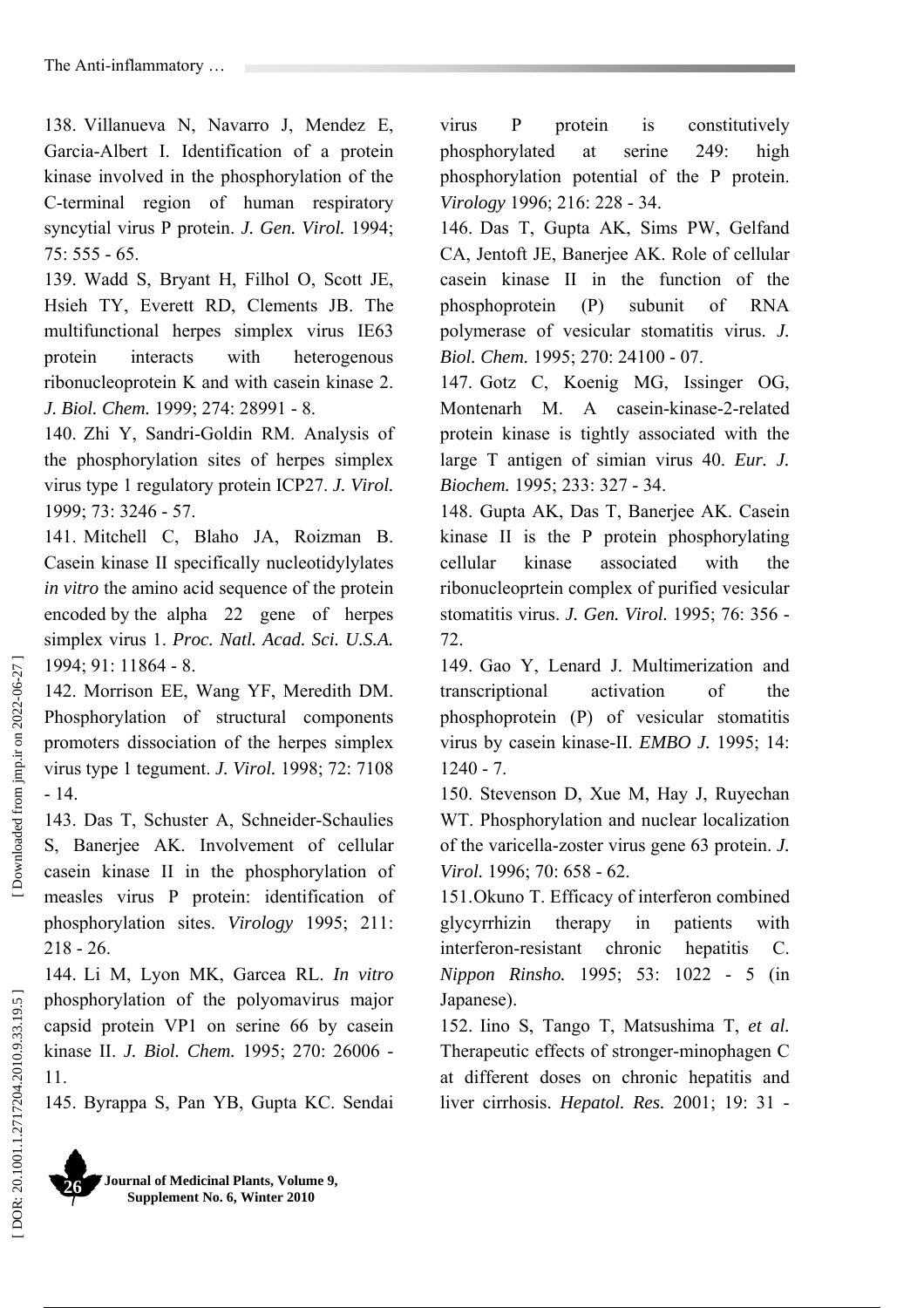138. Villanueva N, Navarro J, Mendez E, Garcia-Albert I. Identification of a protein kinase involved in the phosphorylation of the C-terminal region of human respiratory syncytial virus P protein. *J. Gen. Virol.* 1994; 75: 555 - 65.

139. Wadd S, Bryant H, Filhol O, Scott JE, Hsieh TY, Everett RD, Clements JB. The multifunctional herpes simplex virus IE63 protein interacts with heterogenous ribonucleoprotein K and with casein kinase 2. *J. Biol. Chem.* 1999; 274: 28991 - 8.

140. Zhi Y, Sandri-Goldin RM. Analysis of the phosphorylation sites of herpes simplex virus type 1 regulatory protein ICP27. *J. Virol.* 1999; 73: 3246 - 57.

141. Mitchell C, Blaho JA, Roizman B. Casein kinase II specifically nucleotidylylates *in vitro* the amino acid sequence of the protein encoded by the alpha 22 gene of herpes simplex virus 1. *Proc. Natl. Acad. Sci. U.S.A.* 1994; 91: 11864 - 8.

142. Morrison EE, Wang YF, Meredith DM. Phosphorylation of structural components promoters dissociation of the herpes simplex virus type 1 tegument. *J. Virol.* 1998; 72: 7108 - 14.

143. Das T, Schuster A, Schneider-Schaulies S, Banerjee AK. Involvement of cellular casein kinase II in the phosphorylation of measles virus P protein: identification of phosphorylation sites. *Virology* 1995; 211: 218 - 26.

144. Li M, Lyon MK, Garcea RL. *In vitro* phosphorylation of the polyomavirus major capsid protein VP1 on serine 66 by casein kinase II. *J. Biol. Chem.* 1995; 270: 26006 - 11.

145. Byrappa S, Pan YB, Gupta KC. Sendai virus P protein is constitutively phosphorylated at serine 249: high phosphorylation potential of the P protein. *Virology* 1996; 216: 228 - 34.

146. Das T, Gupta AK, Sims PW, Gelfand CA, Jentoft JE, Banerjee AK. Role of cellular casein kinase II in the function of the phosphoprotein (P) subunit of RNA polymerase of vesicular stomatitis virus. *J. Biol. Chem.* 1995; 270: 24100 - 07.

147. Gotz C, Koenig MG, Issinger OG, Montenarh M. A casein-kinase-2-related protein kinase is tightly associated with the large T antigen of simian virus 40. *Eur. J. Biochem.* 1995; 233: 327 - 34.

148. Gupta AK, Das T, Banerjee AK. Casein kinase II is the P protein phosphorylating cellular kinase associated with the ribonucleoprtein complex of purified vesicular stomatitis virus. *J. Gen. Virol.* 1995; 76: 356 - 72.

149. Gao Y, Lenard J. Multimerization and transcriptional activation of the phosphoprotein (P) of vesicular stomatitis virus by casein kinase-II. *EMBO J.* 1995; 14: 1240 - 7.

150. Stevenson D, Xue M, Hay J, Ruyechan WT. Phosphorylation and nuclear localization of the varicella-zoster virus gene 63 protein. *J. Virol.* 1996; 70: 658 - 62.

151. Okuno T. Efficacy of interferon combined glycyrrhizin therapy in patients with interferon-resistant chronic hepatitis C. *Nippon Rinsho.* 1995; 53: 1022 - 5 (in Japanese).

152. Iino S, Tango T, Matsushima T, *et al.* Therapeutic effects of stronger-minophagen C at different doses on chronic hepatitis and liver cirrhosis. *Hepatol. Res.* 2001; 19: 31 -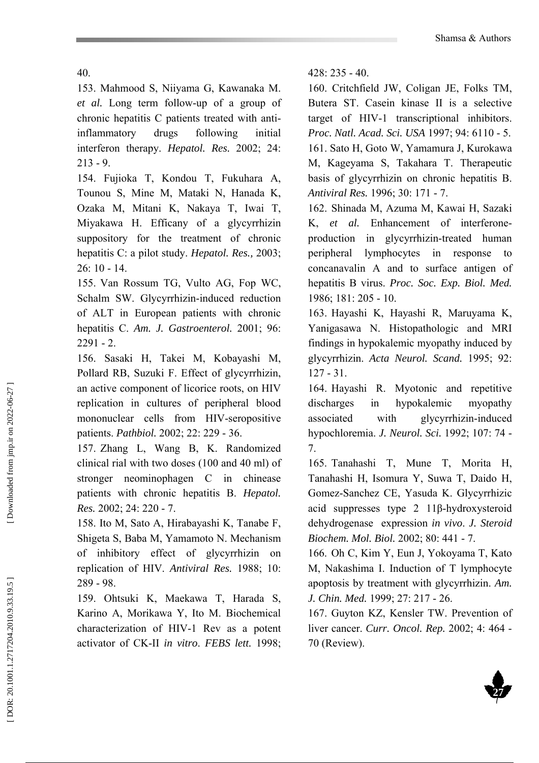40.

153. Mahmood S, Niiyama G, Kawanaka M. *et al.* Long term follow-up of a group of chronic hepatitis C patients treated with anti-inflammatory drugs following initial interferon therapy. *Hepatol. Res.* 2002; 24: 213 - 9.

154. Fujioka T, Kondou T, Fukuhara A, Tounou S, Mine M, Mataki N, Hanada K, Ozaka M, Mitani K, Nakaya T, Iwai T, Miyakawa H. Efficany of a glycyrrhizin suppository for the treatment of chronic hepatitis C: a pilot study. *Hepatol. Res.,* 2003; 26: 10 - 14.

155. Van Rossum TG, Vulto AG, Fop WC, Schalm SW. Glycyrrhizin-induced reduction of ALT in European patients with chronic hepatitis C. *Am. J. Gastroenterol.* 2001; 96: 2291 - 2.

156. Sasaki H, Takei M, Kobayashi M, Pollard RB, Suzuki F. Effect of glycyrrhizin, an active component of licorice roots, on HIV replication in cultures of peripheral blood mononuclear cells from HIV-seropositive patients. *Pathbiol.* 2002; 22: 229 - 36.

157. Zhang L, Wang B, K. Randomized clinical rial with two doses (100 and 40 ml) of stronger neominophagen C in chinease patients with chronic hepatitis B. *Hepatol. Res.* 2002; 24: 220 - 7.

158. Ito M, Sato A, Hirabayashi K, Tanabe F, Shigeta S, Baba M, Yamamoto N. Mechanism of inhibitory effect of glycyrrhizin on replication of HIV. *Antiviral Res.* 1988; 10: 289 - 98.

159. Ohtsuki K, Maekawa T, Harada S, Karino A, Morikawa Y, Ito M. Biochemical characterization of HIV-1 Rev as a potent activator of CK-II *in vitro*. *FEBS lett.* 1998; 428: 235 - 40.

160. Critchfield JW, Coligan JE, Folks TM, Butera ST. Casein kinase II is a selective target of HIV-1 transcriptional inhibitors. *Proc. Natl. Acad. Sci. USA* 1997; 94: 6110 - 5.

161. Sato H, Goto W, Yamamura J, Kurokawa M, Kageyama S, Takahara T. Therapeutic basis of glycyrrhizin on chronic hepatitis B. *Antiviral Res.* 1996; 30: 171 - 7.

162. Shinada M, Azuma M, Kawai H, Sazaki K, *et al.* Enhancement of interferone-production in glycyrrhizin-treated human peripheral lymphocytes in response to concanavalin A and to surface antigen of hepatitis B virus. *Proc. Soc. Exp. Biol. Med.* 1986; 181: 205 - 10.

163. Hayashi K, Hayashi R, Maruyama K, Yanigasawa N. Histopathologic and MRI findings in hypokalemic myopathy induced by glycyrrhizin. *Acta Neurol. Scand.* 1995; 92: 127 - 31.

164. Hayashi R. Myotonic and repetitive discharges in hypokalemic myopathy associated with glycyrrhizin-induced hypochloremia. *J. Neurol. Sci.* 1992; 107: 74 - 7.

165. Tanahashi T, Mune T, Morita H, Tanahashi H, Isomura Y, Suwa T, Daido H, Gomez-Sanchez CE, Yasuda K. Glycyrrhizic acid suppresses type 2 11β-hydroxysteroid dehydrogenase expression *in vivo*. *J. Steroid Biochem. Mol. Biol.* 2002; 80: 441 - 7.

166. Oh C, Kim Y, Eun J, Yokoyama T, Kato M, Nakashima I. Induction of T lymphocyte apoptosis by treatment with glycyrrhizin. *Am. J. Chin. Med.* 1999; 27: 217 - 26.

167. Guyton KZ, Kensler TW. Prevention of liver cancer. *Curr. Oncol. Rep.* 2002; 4: 464 - 70 (Review).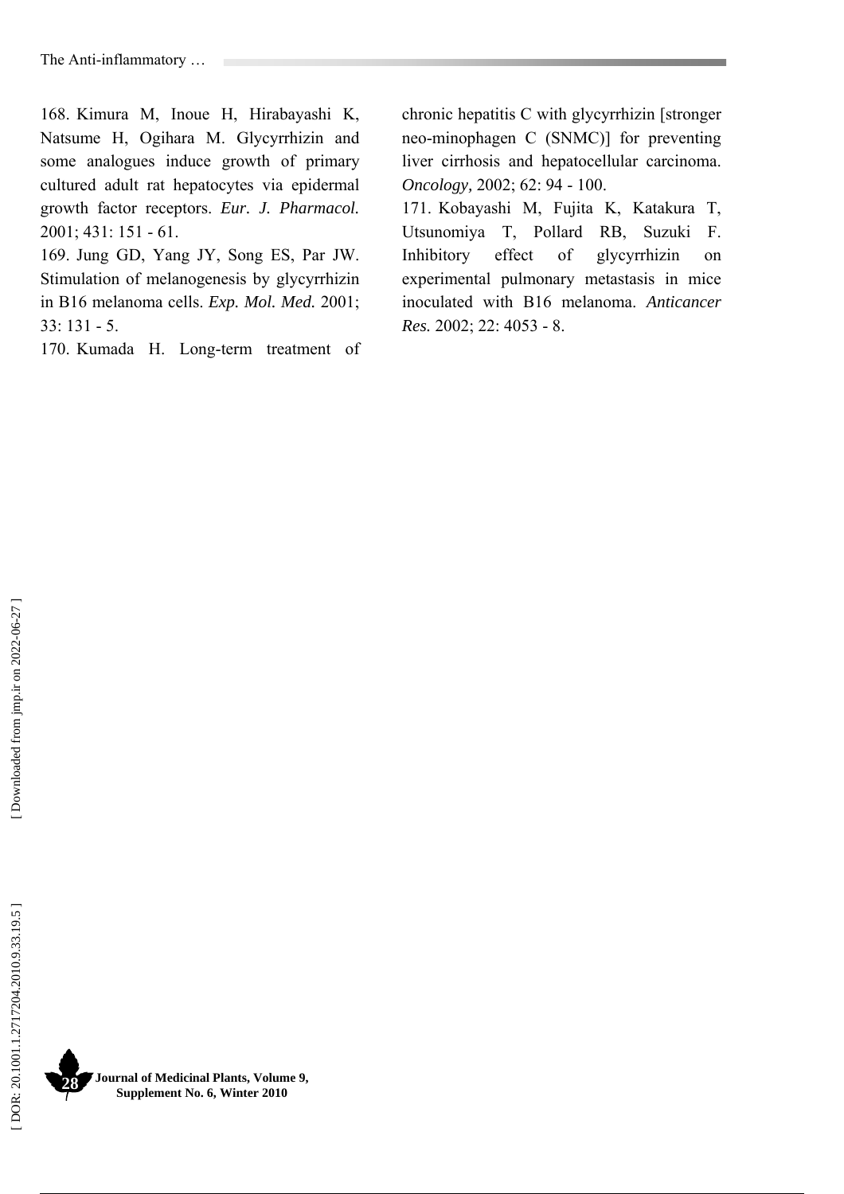168. Kimura M, Inoue H, Hirabayashi K, Natsume H, Ogihara M. Glycyrrhizin and some analogues induce growth of primary cultured adult rat hepatocytes via epidermal growth factor receptors. *Eur. J. Pharmacol.* 2001; 431: 151 - 61.

169. Jung GD, Yang JY, Song ES, Par JW. Stimulation of melanogenesis by glycyrrhizin in B16 melanoma cells. *Exp. Mol. Med.* 2001; 33: 131 - 5.

170. Kumada H. Long-term treatment of chronic hepatitis C with glycyrrhizin [stronger neo-minophagen C (SNMC)] for preventing liver cirrhosis and hepatocellular carcinoma. *Oncology,* 2002; 62: 94 - 100.

171. Kobayashi M, Fujita K, Katakura T, Utsunomiya T, Pollard RB, Suzuki F. Inhibitory effect of glycyrrhizin on experimental pulmonary metastasis in mice inoculated with B16 melanoma. *Anticancer Res.* 2002; 22: 4053 - 8.